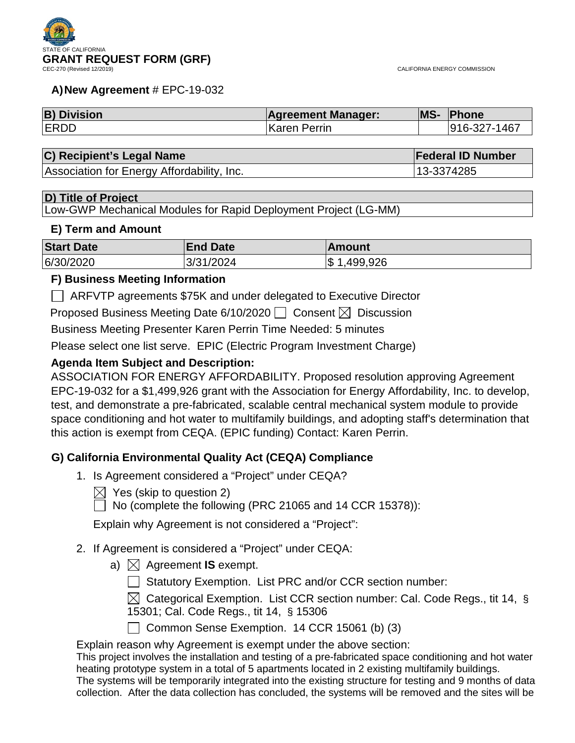STATE OF CALIFORNIA

# GRANT REQUEST FORM (GRF)

CEC-270 (Revised 12/2019)

CALIFORNIA ENERGY COMMISSION

**A) New Agreement** # EPC-19-032

| B) Division | Agreement Manager: | MS- | Phone |
|---|---|---|---|
| ERDD | Karen Perrin | | 916-327-1467 |

| C) Recipient's Legal Name | Federal ID Number |
|---|---|
| Association for Energy Affordability, Inc. | 13-3374285 |

| D) Title of Project |
|---|
| Low-GWP Mechanical Modules for Rapid Deployment Project (LG-MM) |

### E) Term and Amount

| Start Date | End Date | Amount |
|---|---|---|
| 6/30/2020 | 3/31/2024 | $ 1,499,926 |

### F) Business Meeting Information

☐ ARFVTP agreements $75K and under delegated to Executive Director

Proposed Business Meeting Date 6/10/2020 ☐ Consent ☒ Discussion

Business Meeting Presenter Karen Perrin Time Needed: 5 minutes

Please select one list serve. EPIC (Electric Program Investment Charge)

**Agenda Item Subject and Description:**

ASSOCIATION FOR ENERGY AFFORDABILITY. Proposed resolution approving Agreement EPC-19-032 for a $1,499,926 grant with the Association for Energy Affordability, Inc. to develop, test, and demonstrate a pre-fabricated, scalable central mechanical system module to provide space conditioning and hot water to multifamily buildings, and adopting staff's determination that this action is exempt from CEQA. (EPIC funding) Contact: Karen Perrin.

### G) California Environmental Quality Act (CEQA) Compliance

1. Is Agreement considered a "Project" under CEQA?

   ☒ Yes (skip to question 2)

   ☐ No (complete the following (PRC 21065 and 14 CCR 15378)):

   Explain why Agreement is not considered a "Project":

2. If Agreement is considered a "Project" under CEQA:

   a) ☒ Agreement **IS** exempt.

      ☐ Statutory Exemption. List PRC and/or CCR section number:

      ☒ Categorical Exemption. List CCR section number: Cal. Code Regs., tit 14, § 15301; Cal. Code Regs., tit 14, § 15306

      ☐ Common Sense Exemption. 14 CCR 15061 (b) (3)

   Explain reason why Agreement is exempt under the above section:

   This project involves the installation and testing of a pre-fabricated space conditioning and hot water heating prototype system in a total of 5 apartments located in 2 existing multifamily buildings. The systems will be temporarily integrated into the existing structure for testing and 9 months of data collection. After the data collection has concluded, the systems will be removed and the sites will be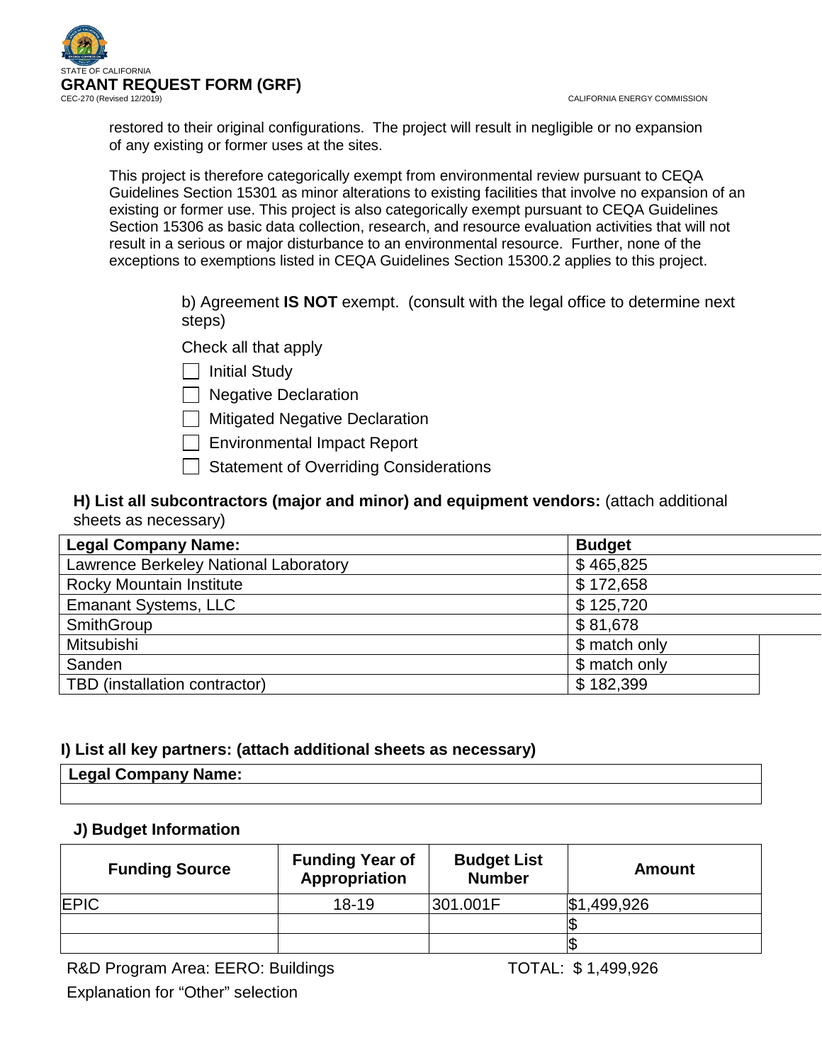restored to their original configurations. The project will result in negligible or no expansion of any existing or former uses at the sites.

This project is therefore categorically exempt from environmental review pursuant to CEQA Guidelines Section 15301 as minor alterations to existing facilities that involve no expansion of an existing or former use. This project is also categorically exempt pursuant to CEQA Guidelines Section 15306 as basic data collection, research, and resource evaluation activities that will not result in a serious or major disturbance to an environmental resource. Further, none of the exceptions to exemptions listed in CEQA Guidelines Section 15300.2 applies to this project.

b) Agreement **IS NOT** exempt. (consult with the legal office to determine next steps)

Check all that apply

- ☐ Initial Study
- ☐ Negative Declaration
- ☐ Mitigated Negative Declaration
- ☐ Environmental Impact Report
- ☐ Statement of Overriding Considerations

**H) List all subcontractors (major and minor) and equipment vendors:** (attach additional sheets as necessary)

| Legal Company Name: | Budget |
|---|---|
| Lawrence Berkeley National Laboratory | $ 465,825 |
| Rocky Mountain Institute | $ 172,658 |
| Emanant Systems, LLC | $ 125,720 |
| SmithGroup | $ 81,678 |
| Mitsubishi | $ match only |
| Sanden | $ match only |
| TBD (installation contractor) | $ 182,399 |

**I) List all key partners: (attach additional sheets as necessary)**

| Legal Company Name: |
|---|
| |

**J) Budget Information**

| Funding Source | Funding Year of Appropriation | Budget List Number | Amount |
|---|---|---|---|
| EPIC | 18-19 | 301.001F | $1,499,926 |
| | | | $ |
| | | | $ |

R&D Program Area: EERO: Buildings TOTAL: $ 1,499,926

Explanation for "Other" selection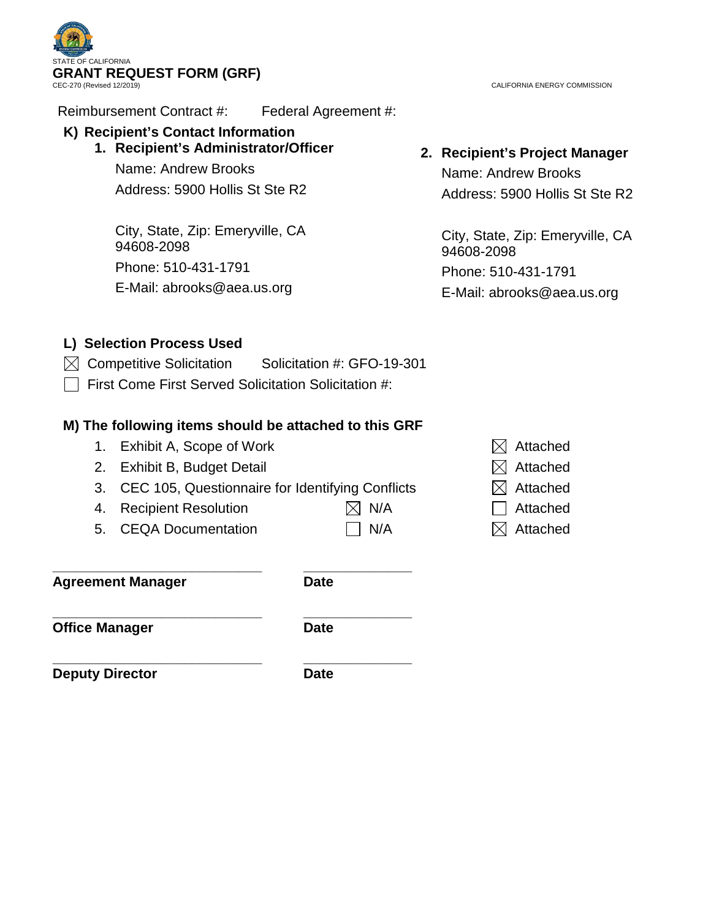STATE OF CALIFORNIA

**GRANT REQUEST FORM (GRF)**

CEC-270 (Revised 12/2019)

CALIFORNIA ENERGY COMMISSION

Reimbursement Contract #: Federal Agreement #:

## K) Recipient's Contact Information

**1. Recipient's Administrator/Officer**

Name: Andrew Brooks

Address: 5900 Hollis St Ste R2

City, State, Zip: Emeryville, CA 94608-2098

Phone: 510-431-1791

E-Mail: abrooks@aea.us.org

**2. Recipient's Project Manager**

Name: Andrew Brooks

Address: 5900 Hollis St Ste R2

City, State, Zip: Emeryville, CA 94608-2098

Phone: 510-431-1791

E-Mail: abrooks@aea.us.org

## L) Selection Process Used

☒ Competitive Solicitation Solicitation #: GFO-19-301

☐ First Come First Served Solicitation Solicitation #:

## M) The following items should be attached to this GRF

| | Item | N/A | Attached |
|---|---|---|---|
| 1. | Exhibit A, Scope of Work | | ☒ Attached |
| 2. | Exhibit B, Budget Detail | | ☒ Attached |
| 3. | CEC 105, Questionnaire for Identifying Conflicts | | ☒ Attached |
| 4. | Recipient Resolution | ☒ N/A | ☐ Attached |
| 5. | CEQA Documentation | ☐ N/A | ☒ Attached |

_____________________________ _______________

**Agreement Manager** **Date**

_____________________________ _______________

**Office Manager** **Date**

_____________________________ _______________

**Deputy Director** **Date**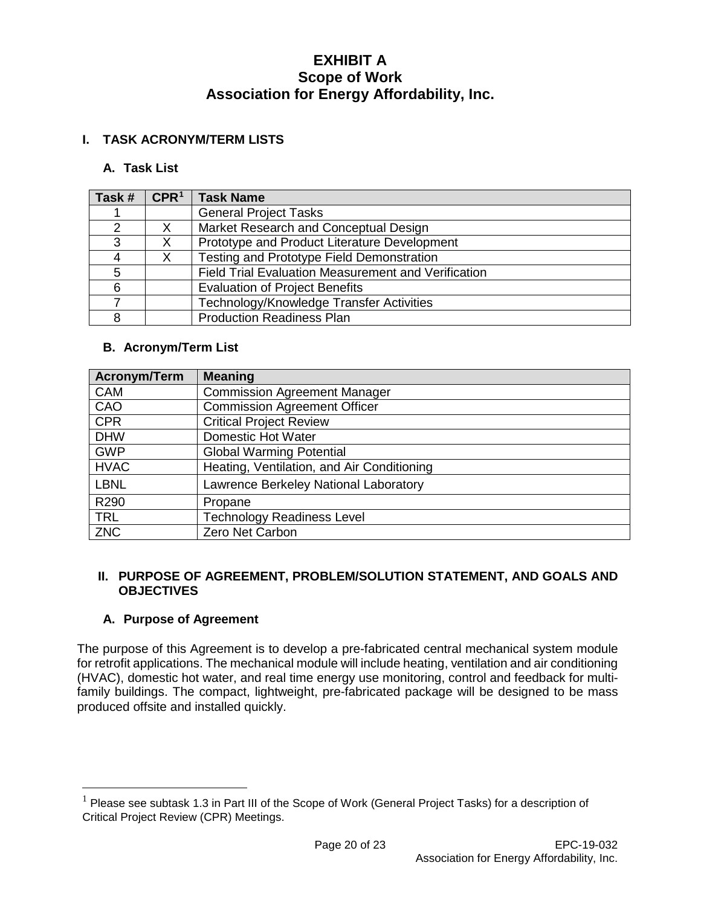# EXHIBIT A
# Scope of Work
# Association for Energy Affordability, Inc.

## I. TASK ACRONYM/TERM LISTS

### A. Task List

| Task # | CPR[1] | Task Name |
|---|---|---|
| 1 | | General Project Tasks |
| 2 | X | Market Research and Conceptual Design |
| 3 | X | Prototype and Product Literature Development |
| 4 | X | Testing and Prototype Field Demonstration |
| 5 | | Field Trial Evaluation Measurement and Verification |
| 6 | | Evaluation of Project Benefits |
| 7 | | Technology/Knowledge Transfer Activities |
| 8 | | Production Readiness Plan |

### B. Acronym/Term List

| Acronym/Term | Meaning |
|---|---|
| CAM | Commission Agreement Manager |
| CAO | Commission Agreement Officer |
| CPR | Critical Project Review |
| DHW | Domestic Hot Water |
| GWP | Global Warming Potential |
| HVAC | Heating, Ventilation, and Air Conditioning |
| LBNL | Lawrence Berkeley National Laboratory |
| R290 | Propane |
| TRL | Technology Readiness Level |
| ZNC | Zero Net Carbon |

## II. PURPOSE OF AGREEMENT, PROBLEM/SOLUTION STATEMENT, AND GOALS AND OBJECTIVES

### A. Purpose of Agreement

The purpose of this Agreement is to develop a pre-fabricated central mechanical system module for retrofit applications. The mechanical module will include heating, ventilation and air conditioning (HVAC), domestic hot water, and real time energy use monitoring, control and feedback for multi-family buildings. The compact, lightweight, pre-fabricated package will be designed to be mass produced offsite and installed quickly.

[1] Please see subtask 1.3 in Part III of the Scope of Work (General Project Tasks) for a description of Critical Project Review (CPR) Meetings.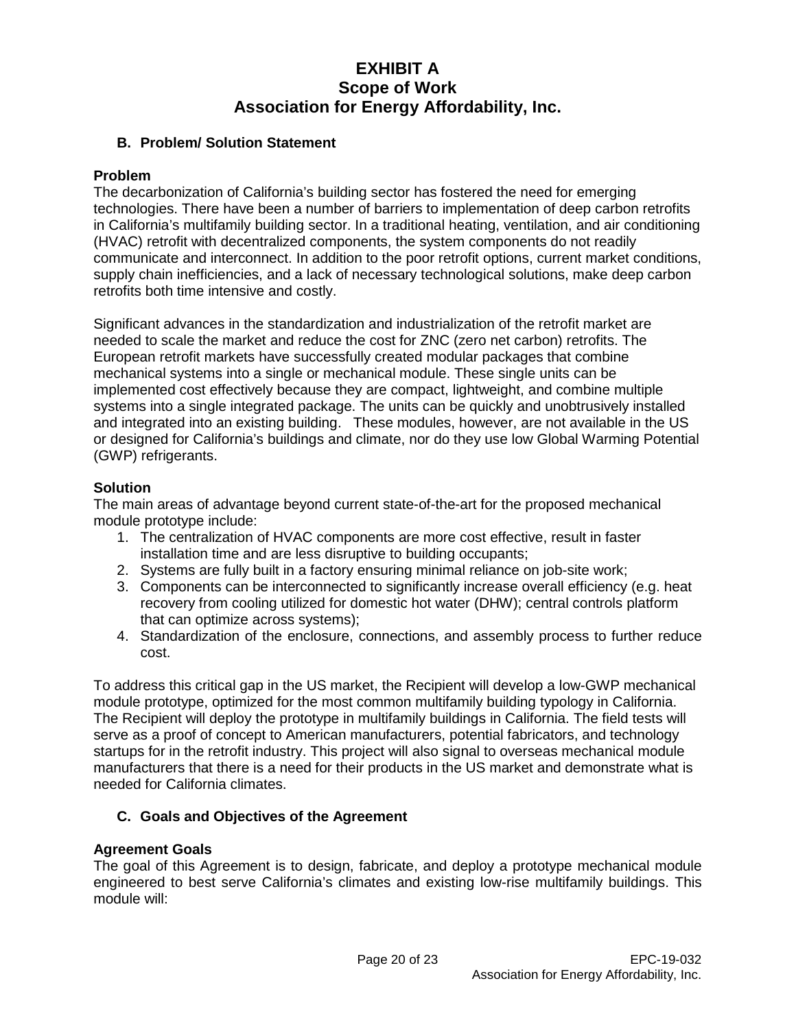# EXHIBIT A
## Scope of Work
## Association for Energy Affordability, Inc.

### B. Problem/ Solution Statement

**Problem**

The decarbonization of California's building sector has fostered the need for emerging technologies. There have been a number of barriers to implementation of deep carbon retrofits in California's multifamily building sector. In a traditional heating, ventilation, and air conditioning (HVAC) retrofit with decentralized components, the system components do not readily communicate and interconnect. In addition to the poor retrofit options, current market conditions, supply chain inefficiencies, and a lack of necessary technological solutions, make deep carbon retrofits both time intensive and costly.

Significant advances in the standardization and industrialization of the retrofit market are needed to scale the market and reduce the cost for ZNC (zero net carbon) retrofits. The European retrofit markets have successfully created modular packages that combine mechanical systems into a single or mechanical module. These single units can be implemented cost effectively because they are compact, lightweight, and combine multiple systems into a single integrated package. The units can be quickly and unobtrusively installed and integrated into an existing building. These modules, however, are not available in the US or designed for California's buildings and climate, nor do they use low Global Warming Potential (GWP) refrigerants.

**Solution**

The main areas of advantage beyond current state-of-the-art for the proposed mechanical module prototype include:

1. The centralization of HVAC components are more cost effective, result in faster installation time and are less disruptive to building occupants;
2. Systems are fully built in a factory ensuring minimal reliance on job-site work;
3. Components can be interconnected to significantly increase overall efficiency (e.g. heat recovery from cooling utilized for domestic hot water (DHW); central controls platform that can optimize across systems);
4. Standardization of the enclosure, connections, and assembly process to further reduce cost.

To address this critical gap in the US market, the Recipient will develop a low-GWP mechanical module prototype, optimized for the most common multifamily building typology in California. The Recipient will deploy the prototype in multifamily buildings in California. The field tests will serve as a proof of concept to American manufacturers, potential fabricators, and technology startups for in the retrofit industry. This project will also signal to overseas mechanical module manufacturers that there is a need for their products in the US market and demonstrate what is needed for California climates.

### C. Goals and Objectives of the Agreement

**Agreement Goals**

The goal of this Agreement is to design, fabricate, and deploy a prototype mechanical module engineered to best serve California's climates and existing low-rise multifamily buildings. This module will: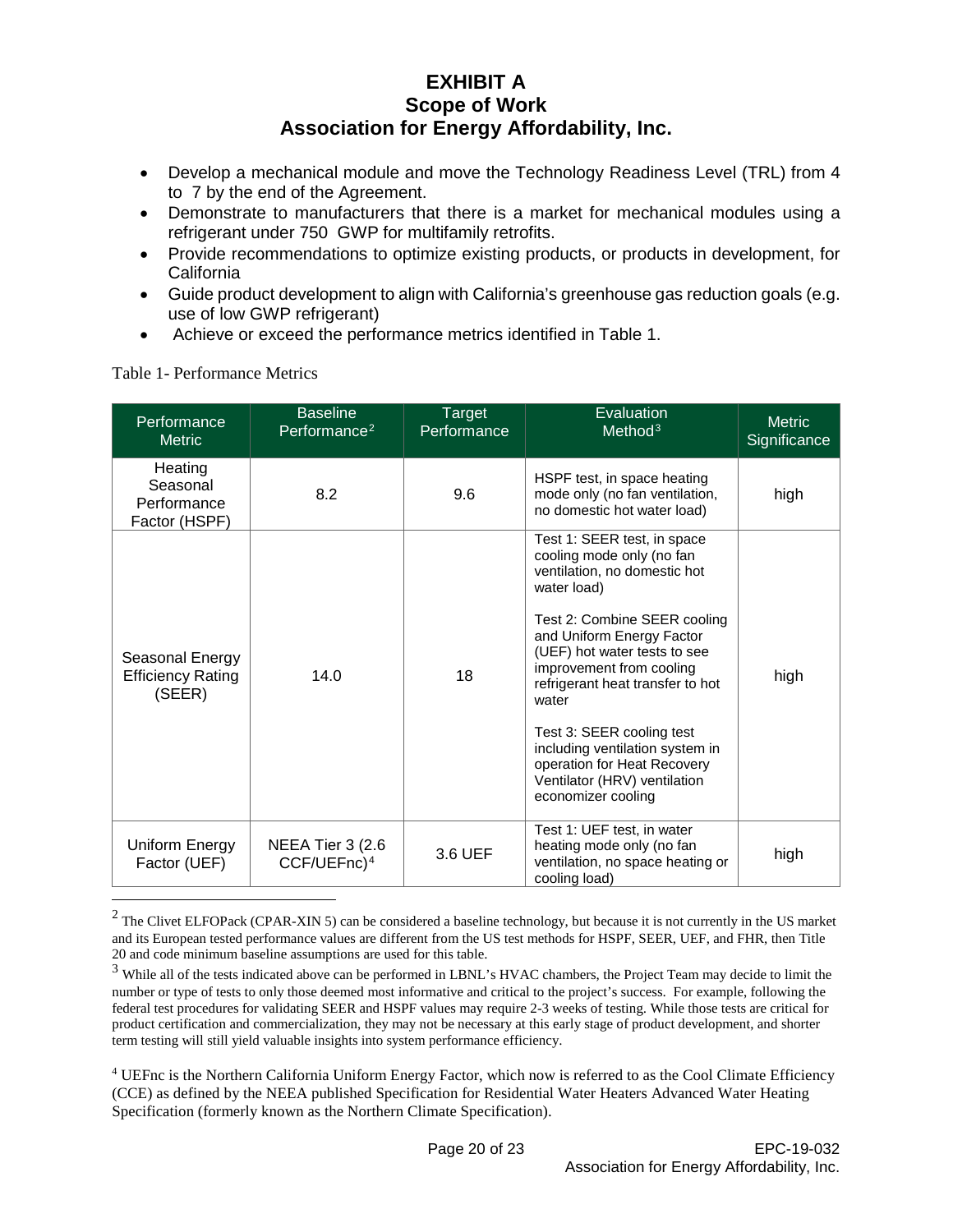# EXHIBIT A
## Scope of Work
## Association for Energy Affordability, Inc.

- Develop a mechanical module and move the Technology Readiness Level (TRL) from 4 to 7 by the end of the Agreement.
- Demonstrate to manufacturers that there is a market for mechanical modules using a refrigerant under 750 GWP for multifamily retrofits.
- Provide recommendations to optimize existing products, or products in development, for California
- Guide product development to align with California's greenhouse gas reduction goals (e.g. use of low GWP refrigerant)
- Achieve or exceed the performance metrics identified in Table 1.

Table 1- Performance Metrics

| Performance Metric | Baseline Performance[2] | Target Performance | Evaluation Method[3] | Metric Significance |
|---|---|---|---|---|
| Heating Seasonal Performance Factor (HSPF) | 8.2 | 9.6 | HSPF test, in space heating mode only (no fan ventilation, no domestic hot water load) | high |
| Seasonal Energy Efficiency Rating (SEER) | 14.0 | 18 | Test 1: SEER test, in space cooling mode only (no fan ventilation, no domestic hot water load)<br><br>Test 2: Combine SEER cooling and Uniform Energy Factor (UEF) hot water tests to see improvement from cooling refrigerant heat transfer to hot water<br><br>Test 3: SEER cooling test including ventilation system in operation for Heat Recovery Ventilator (HRV) ventilation economizer cooling | high |
| Uniform Energy Factor (UEF) | NEEA Tier 3 (2.6 CCF/UEFnc)[4] | 3.6 UEF | Test 1: UEF test, in water heating mode only (no fan ventilation, no space heating or cooling load) | high |

[2] The Clivet ELFOPack (CPAR-XIN 5) can be considered a baseline technology, but because it is not currently in the US market and its European tested performance values are different from the US test methods for HSPF, SEER, UEF, and FHR, then Title 20 and code minimum baseline assumptions are used for this table.

[3] While all of the tests indicated above can be performed in LBNL's HVAC chambers, the Project Team may decide to limit the number or type of tests to only those deemed most informative and critical to the project's success. For example, following the federal test procedures for validating SEER and HSPF values may require 2-3 weeks of testing. While those tests are critical for product certification and commercialization, they may not be necessary at this early stage of product development, and shorter term testing will still yield valuable insights into system performance efficiency.

[4] UEFnc is the Northern California Uniform Energy Factor, which now is referred to as the Cool Climate Efficiency (CCE) as defined by the NEEA published Specification for Residential Water Heaters Advanced Water Heating Specification (formerly known as the Northern Climate Specification).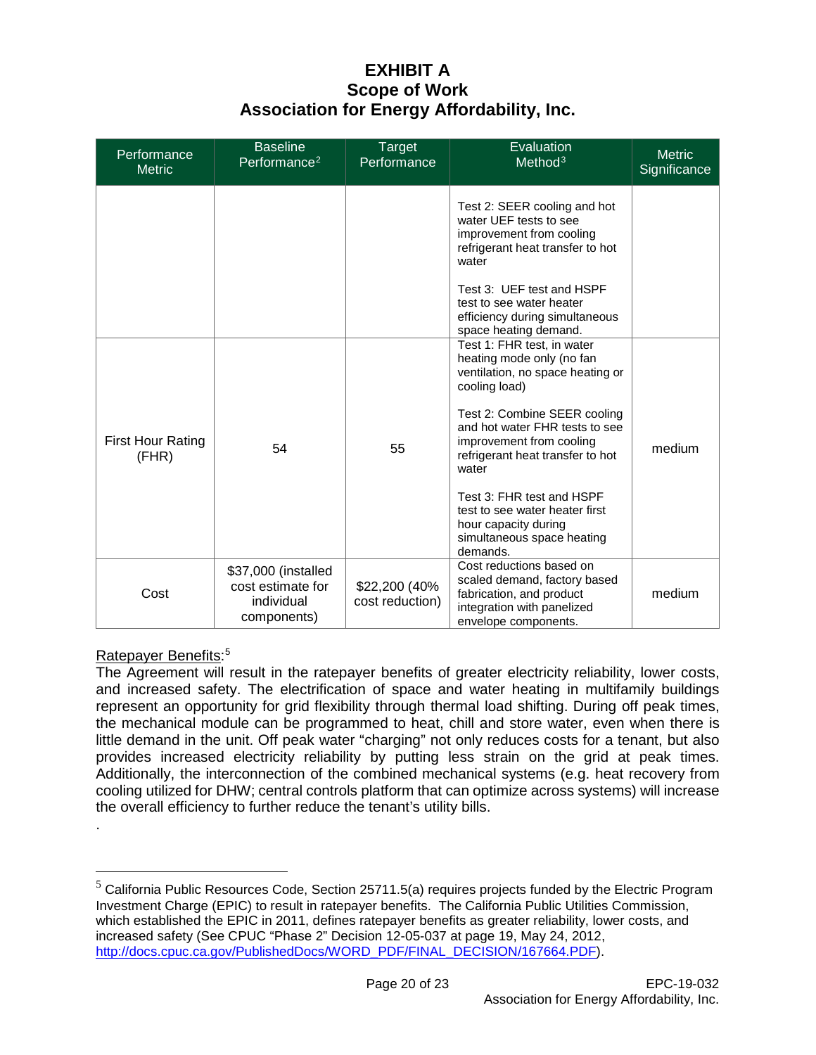# EXHIBIT A
## Scope of Work
## Association for Energy Affordability, Inc.

| Performance Metric | Baseline Performance[2] | Target Performance | Evaluation Method[3] | Metric Significance |
|---|---|---|---|---|
| | | | Test 2: SEER cooling and hot water UEF tests to see improvement from cooling refrigerant heat transfer to hot water<br><br>Test 3: UEF test and HSPF test to see water heater efficiency during simultaneous space heating demand. | |
| First Hour Rating (FHR) | 54 | 55 | Test 1: FHR test, in water heating mode only (no fan ventilation, no space heating or cooling load)<br><br>Test 2: Combine SEER cooling and hot water FHR tests to see improvement from cooling refrigerant heat transfer to hot water<br><br>Test 3: FHR test and HSPF test to see water heater first hour capacity during simultaneous space heating demands. | medium |
| Cost | $37,000 (installed cost estimate for individual components) | $22,200 (40% cost reduction) | Cost reductions based on scaled demand, factory based fabrication, and product integration with panelized envelope components. | medium |

Ratepayer Benefits:[5]

The Agreement will result in the ratepayer benefits of greater electricity reliability, lower costs, and increased safety. The electrification of space and water heating in multifamily buildings represent an opportunity for grid flexibility through thermal load shifting. During off peak times, the mechanical module can be programmed to heat, chill and store water, even when there is little demand in the unit. Off peak water "charging" not only reduces costs for a tenant, but also provides increased electricity reliability by putting less strain on the grid at peak times. Additionally, the interconnection of the combined mechanical systems (e.g. heat recovery from cooling utilized for DHW; central controls platform that can optimize across systems) will increase the overall efficiency to further reduce the tenant's utility bills.

.

[5] California Public Resources Code, Section 25711.5(a) requires projects funded by the Electric Program Investment Charge (EPIC) to result in ratepayer benefits. The California Public Utilities Commission, which established the EPIC in 2011, defines ratepayer benefits as greater reliability, lower costs, and increased safety (See CPUC "Phase 2" Decision 12-05-037 at page 19, May 24, 2012, http://docs.cpuc.ca.gov/PublishedDocs/WORD_PDF/FINAL_DECISION/167664.PDF).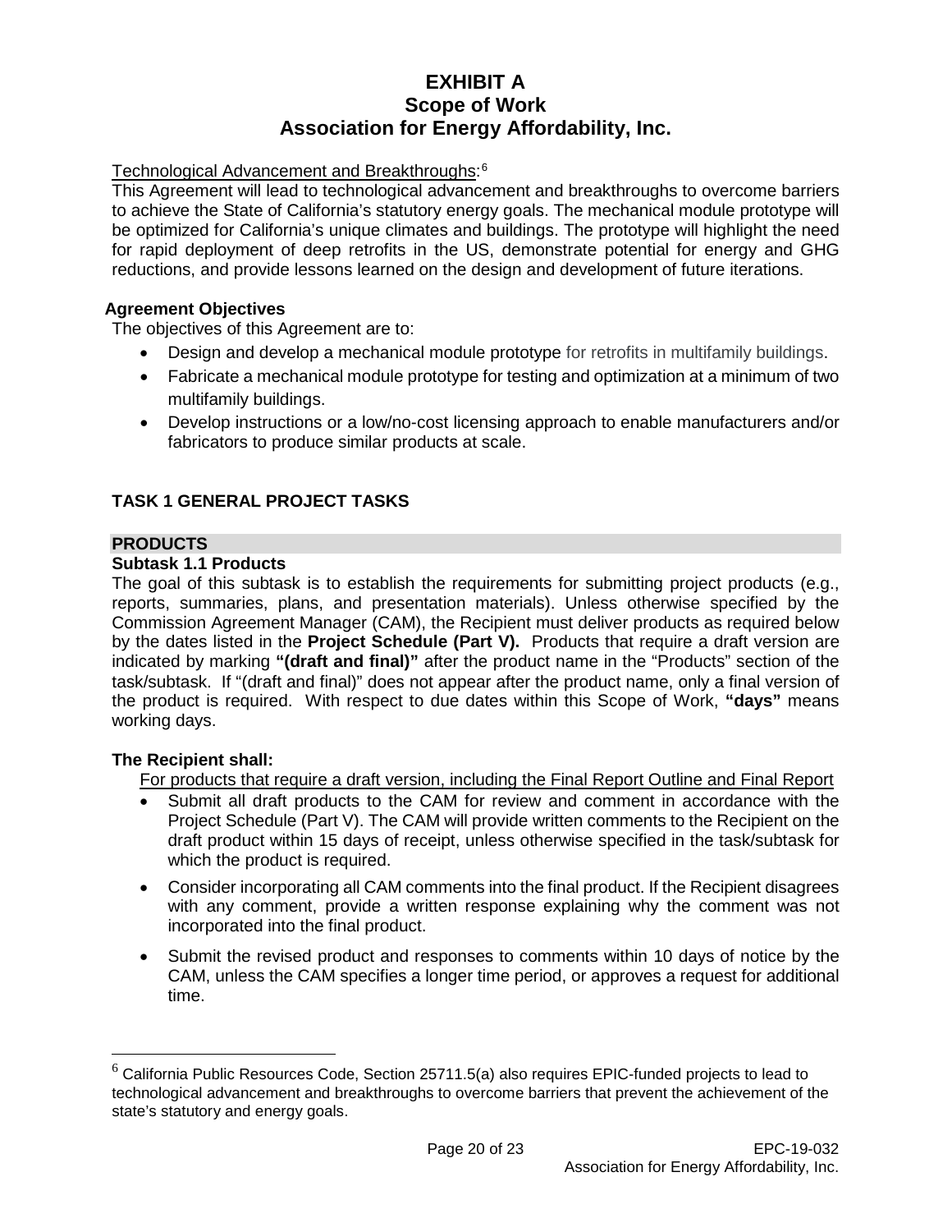# EXHIBIT A
# Scope of Work
# Association for Energy Affordability, Inc.

Technological Advancement and Breakthroughs:[6]

This Agreement will lead to technological advancement and breakthroughs to overcome barriers to achieve the State of California's statutory energy goals. The mechanical module prototype will be optimized for California's unique climates and buildings. The prototype will highlight the need for rapid deployment of deep retrofits in the US, demonstrate potential for energy and GHG reductions, and provide lessons learned on the design and development of future iterations.

**Agreement Objectives**

The objectives of this Agreement are to:

- Design and develop a mechanical module prototype for retrofits in multifamily buildings.
- Fabricate a mechanical module prototype for testing and optimization at a minimum of two multifamily buildings.
- Develop instructions or a low/no-cost licensing approach to enable manufacturers and/or fabricators to produce similar products at scale.

## TASK 1 GENERAL PROJECT TASKS

### PRODUCTS

**Subtask 1.1 Products**

The goal of this subtask is to establish the requirements for submitting project products (e.g., reports, summaries, plans, and presentation materials). Unless otherwise specified by the Commission Agreement Manager (CAM), the Recipient must deliver products as required below by the dates listed in the **Project Schedule (Part V).** Products that require a draft version are indicated by marking **"(draft and final)"** after the product name in the "Products" section of the task/subtask. If "(draft and final)" does not appear after the product name, only a final version of the product is required. With respect to due dates within this Scope of Work, **"days"** means working days.

**The Recipient shall:**

For products that require a draft version, including the Final Report Outline and Final Report

- Submit all draft products to the CAM for review and comment in accordance with the Project Schedule (Part V). The CAM will provide written comments to the Recipient on the draft product within 15 days of receipt, unless otherwise specified in the task/subtask for which the product is required.
- Consider incorporating all CAM comments into the final product. If the Recipient disagrees with any comment, provide a written response explaining why the comment was not incorporated into the final product.
- Submit the revised product and responses to comments within 10 days of notice by the CAM, unless the CAM specifies a longer time period, or approves a request for additional time.

[6] California Public Resources Code, Section 25711.5(a) also requires EPIC-funded projects to lead to technological advancement and breakthroughs to overcome barriers that prevent the achievement of the state's statutory and energy goals.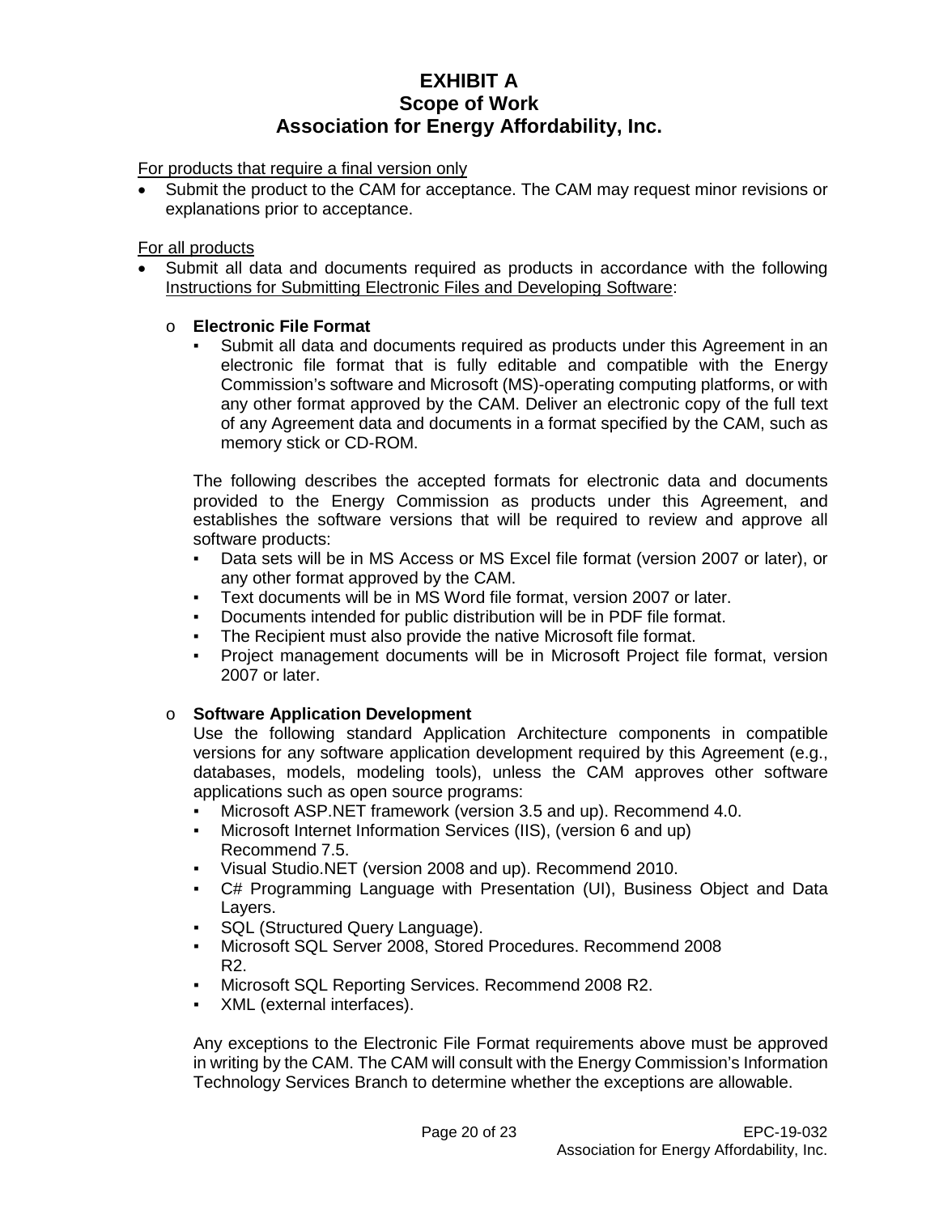For products that require a final version only

- Submit the product to the CAM for acceptance. The CAM may request minor revisions or explanations prior to acceptance.

For all products

- Submit all data and documents required as products in accordance with the following Instructions for Submitting Electronic Files and Developing Software:

  - **Electronic File Format**
    - Submit all data and documents required as products under this Agreement in an electronic file format that is fully editable and compatible with the Energy Commission's software and Microsoft (MS)-operating computing platforms, or with any other format approved by the CAM. Deliver an electronic copy of the full text of any Agreement data and documents in a format specified by the CAM, such as memory stick or CD-ROM.

    The following describes the accepted formats for electronic data and documents provided to the Energy Commission as products under this Agreement, and establishes the software versions that will be required to review and approve all software products:

    - Data sets will be in MS Access or MS Excel file format (version 2007 or later), or any other format approved by the CAM.
    - Text documents will be in MS Word file format, version 2007 or later.
    - Documents intended for public distribution will be in PDF file format.
    - The Recipient must also provide the native Microsoft file format.
    - Project management documents will be in Microsoft Project file format, version 2007 or later.

  - **Software Application Development**

    Use the following standard Application Architecture components in compatible versions for any software application development required by this Agreement (e.g., databases, models, modeling tools), unless the CAM approves other software applications such as open source programs:

    - Microsoft ASP.NET framework (version 3.5 and up). Recommend 4.0.
    - Microsoft Internet Information Services (IIS), (version 6 and up) Recommend 7.5.
    - Visual Studio.NET (version 2008 and up). Recommend 2010.
    - C# Programming Language with Presentation (UI), Business Object and Data Layers.
    - SQL (Structured Query Language).
    - Microsoft SQL Server 2008, Stored Procedures. Recommend 2008 R2.
    - Microsoft SQL Reporting Services. Recommend 2008 R2.
    - XML (external interfaces).

    Any exceptions to the Electronic File Format requirements above must be approved in writing by the CAM. The CAM will consult with the Energy Commission's Information Technology Services Branch to determine whether the exceptions are allowable.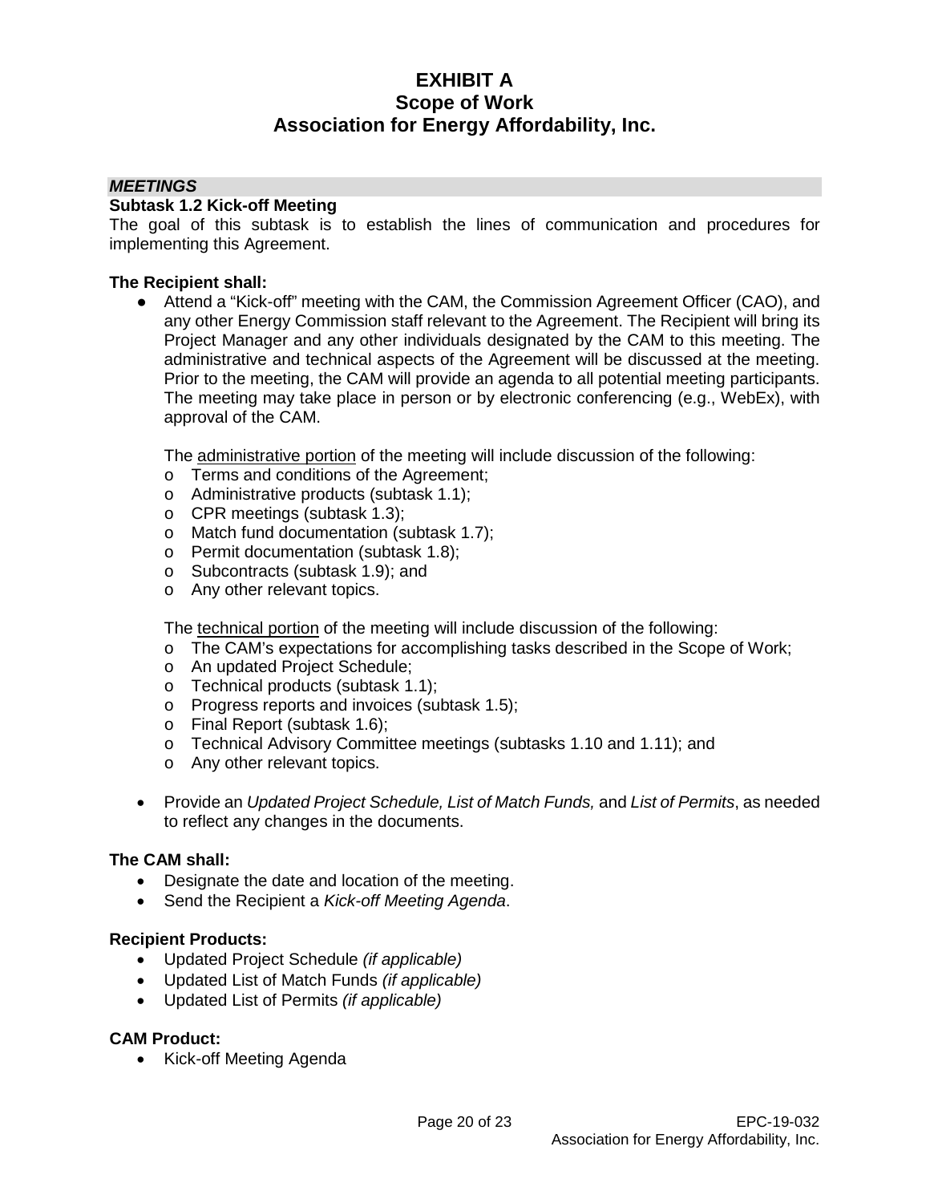# EXHIBIT A
# Scope of Work
# Association for Energy Affordability, Inc.

***MEETINGS***

**Subtask 1.2 Kick-off Meeting**

The goal of this subtask is to establish the lines of communication and procedures for implementing this Agreement.

**The Recipient shall:**

- Attend a "Kick-off" meeting with the CAM, the Commission Agreement Officer (CAO), and any other Energy Commission staff relevant to the Agreement. The Recipient will bring its Project Manager and any other individuals designated by the CAM to this meeting. The administrative and technical aspects of the Agreement will be discussed at the meeting. Prior to the meeting, the CAM will provide an agenda to all potential meeting participants. The meeting may take place in person or by electronic conferencing (e.g., WebEx), with approval of the CAM.

  The administrative portion of the meeting will include discussion of the following:
  - Terms and conditions of the Agreement;
  - Administrative products (subtask 1.1);
  - CPR meetings (subtask 1.3);
  - Match fund documentation (subtask 1.7);
  - Permit documentation (subtask 1.8);
  - Subcontracts (subtask 1.9); and
  - Any other relevant topics.

  The technical portion of the meeting will include discussion of the following:
  - The CAM's expectations for accomplishing tasks described in the Scope of Work;
  - An updated Project Schedule;
  - Technical products (subtask 1.1);
  - Progress reports and invoices (subtask 1.5);
  - Final Report (subtask 1.6);
  - Technical Advisory Committee meetings (subtasks 1.10 and 1.11); and
  - Any other relevant topics.

- Provide an *Updated Project Schedule, List of Match Funds,* and *List of Permits*, as needed to reflect any changes in the documents.

**The CAM shall:**

- Designate the date and location of the meeting.
- Send the Recipient a *Kick-off Meeting Agenda*.

**Recipient Products:**

- Updated Project Schedule *(if applicable)*
- Updated List of Match Funds *(if applicable)*
- Updated List of Permits *(if applicable)*

**CAM Product:**

- Kick-off Meeting Agenda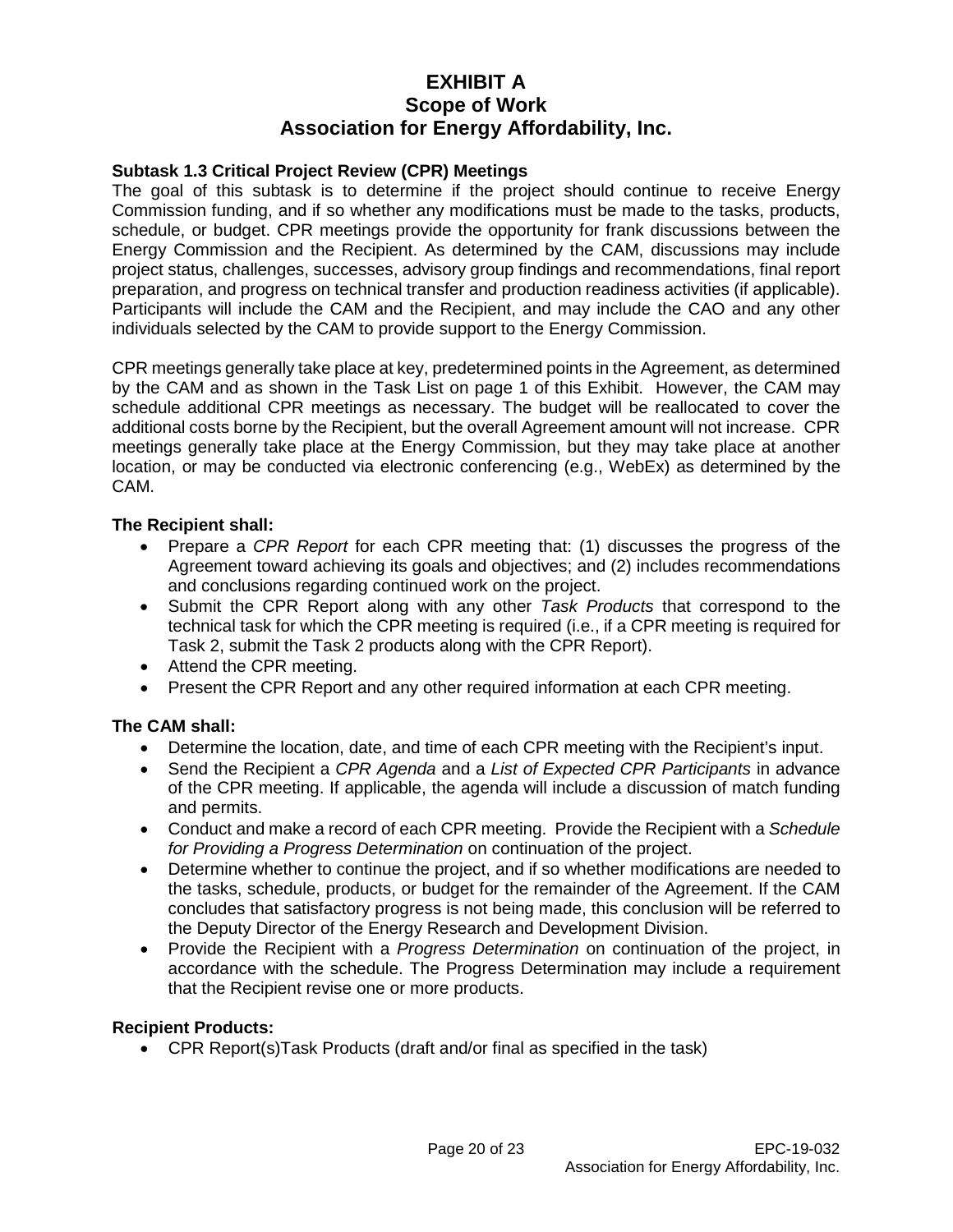# EXHIBIT A
# Scope of Work
# Association for Energy Affordability, Inc.

### Subtask 1.3 Critical Project Review (CPR) Meetings

The goal of this subtask is to determine if the project should continue to receive Energy Commission funding, and if so whether any modifications must be made to the tasks, products, schedule, or budget. CPR meetings provide the opportunity for frank discussions between the Energy Commission and the Recipient. As determined by the CAM, discussions may include project status, challenges, successes, advisory group findings and recommendations, final report preparation, and progress on technical transfer and production readiness activities (if applicable). Participants will include the CAM and the Recipient, and may include the CAO and any other individuals selected by the CAM to provide support to the Energy Commission.

CPR meetings generally take place at key, predetermined points in the Agreement, as determined by the CAM and as shown in the Task List on page 1 of this Exhibit. However, the CAM may schedule additional CPR meetings as necessary. The budget will be reallocated to cover the additional costs borne by the Recipient, but the overall Agreement amount will not increase. CPR meetings generally take place at the Energy Commission, but they may take place at another location, or may be conducted via electronic conferencing (e.g., WebEx) as determined by the CAM.

**The Recipient shall:**

- Prepare a *CPR Report* for each CPR meeting that: (1) discusses the progress of the Agreement toward achieving its goals and objectives; and (2) includes recommendations and conclusions regarding continued work on the project.
- Submit the CPR Report along with any other *Task Products* that correspond to the technical task for which the CPR meeting is required (i.e., if a CPR meeting is required for Task 2, submit the Task 2 products along with the CPR Report).
- Attend the CPR meeting.
- Present the CPR Report and any other required information at each CPR meeting.

**The CAM shall:**

- Determine the location, date, and time of each CPR meeting with the Recipient's input.
- Send the Recipient a *CPR Agenda* and a *List of Expected CPR Participants* in advance of the CPR meeting. If applicable, the agenda will include a discussion of match funding and permits.
- Conduct and make a record of each CPR meeting. Provide the Recipient with a *Schedule for Providing a Progress Determination* on continuation of the project.
- Determine whether to continue the project, and if so whether modifications are needed to the tasks, schedule, products, or budget for the remainder of the Agreement. If the CAM concludes that satisfactory progress is not being made, this conclusion will be referred to the Deputy Director of the Energy Research and Development Division.
- Provide the Recipient with a *Progress Determination* on continuation of the project, in accordance with the schedule. The Progress Determination may include a requirement that the Recipient revise one or more products.

**Recipient Products:**

- CPR Report(s)Task Products (draft and/or final as specified in the task)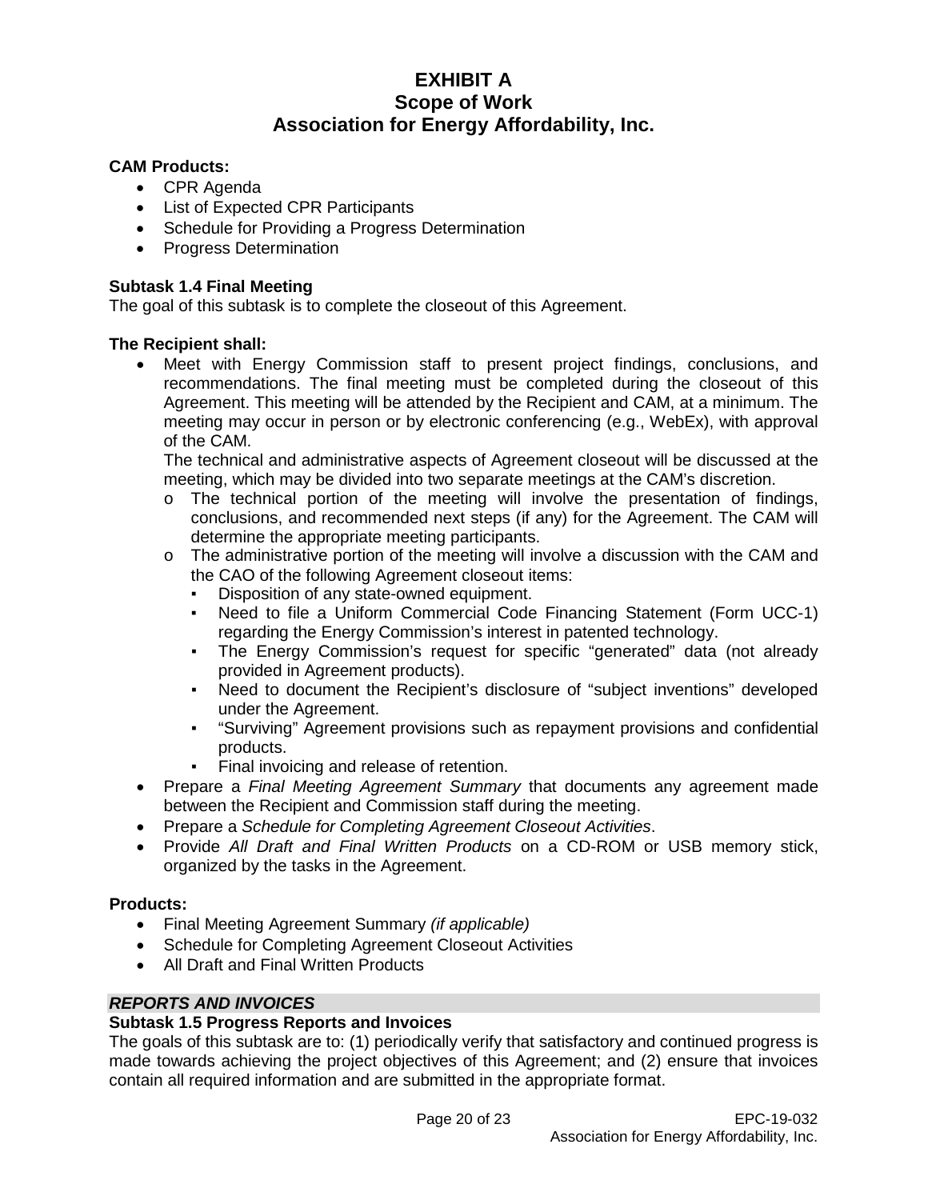**CAM Products:**

- CPR Agenda
- List of Expected CPR Participants
- Schedule for Providing a Progress Determination
- Progress Determination

**Subtask 1.4 Final Meeting**

The goal of this subtask is to complete the closeout of this Agreement.

**The Recipient shall:**

- Meet with Energy Commission staff to present project findings, conclusions, and recommendations. The final meeting must be completed during the closeout of this Agreement. This meeting will be attended by the Recipient and CAM, at a minimum. The meeting may occur in person or by electronic conferencing (e.g., WebEx), with approval of the CAM.

  The technical and administrative aspects of Agreement closeout will be discussed at the meeting, which may be divided into two separate meetings at the CAM's discretion.

  - The technical portion of the meeting will involve the presentation of findings, conclusions, and recommended next steps (if any) for the Agreement. The CAM will determine the appropriate meeting participants.
  - The administrative portion of the meeting will involve a discussion with the CAM and the CAO of the following Agreement closeout items:
    - Disposition of any state-owned equipment.
    - Need to file a Uniform Commercial Code Financing Statement (Form UCC-1) regarding the Energy Commission's interest in patented technology.
    - The Energy Commission's request for specific "generated" data (not already provided in Agreement products).
    - Need to document the Recipient's disclosure of "subject inventions" developed under the Agreement.
    - "Surviving" Agreement provisions such as repayment provisions and confidential products.
    - Final invoicing and release of retention.
- Prepare a *Final Meeting Agreement Summary* that documents any agreement made between the Recipient and Commission staff during the meeting.
- Prepare a *Schedule for Completing Agreement Closeout Activities*.
- Provide *All Draft and Final Written Products* on a CD-ROM or USB memory stick, organized by the tasks in the Agreement.

**Products:**

- Final Meeting Agreement Summary *(if applicable)*
- Schedule for Completing Agreement Closeout Activities
- All Draft and Final Written Products

***REPORTS AND INVOICES***

**Subtask 1.5 Progress Reports and Invoices**

The goals of this subtask are to: (1) periodically verify that satisfactory and continued progress is made towards achieving the project objectives of this Agreement; and (2) ensure that invoices contain all required information and are submitted in the appropriate format.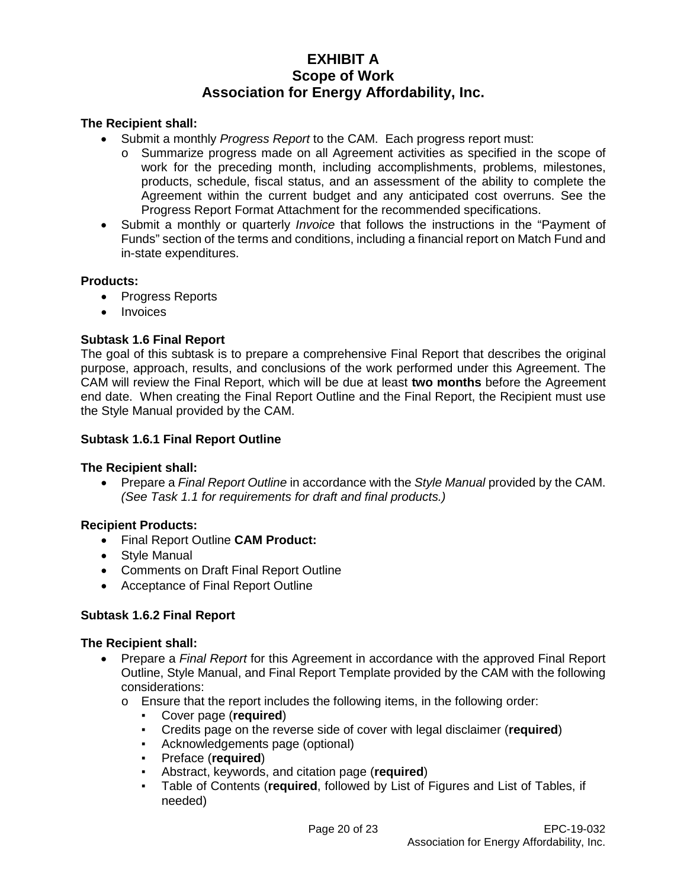# EXHIBIT A
## Scope of Work
## Association for Energy Affordability, Inc.

**The Recipient shall:**

- Submit a monthly *Progress Report* to the CAM. Each progress report must:
  - o Summarize progress made on all Agreement activities as specified in the scope of work for the preceding month, including accomplishments, problems, milestones, products, schedule, fiscal status, and an assessment of the ability to complete the Agreement within the current budget and any anticipated cost overruns. See the Progress Report Format Attachment for the recommended specifications.
- Submit a monthly or quarterly *Invoice* that follows the instructions in the "Payment of Funds" section of the terms and conditions, including a financial report on Match Fund and in-state expenditures.

**Products:**

- Progress Reports
- Invoices

**Subtask 1.6 Final Report**

The goal of this subtask is to prepare a comprehensive Final Report that describes the original purpose, approach, results, and conclusions of the work performed under this Agreement. The CAM will review the Final Report, which will be due at least **two months** before the Agreement end date. When creating the Final Report Outline and the Final Report, the Recipient must use the Style Manual provided by the CAM.

**Subtask 1.6.1 Final Report Outline**

**The Recipient shall:**

- Prepare a *Final Report Outline* in accordance with the *Style Manual* provided by the CAM. *(See Task 1.1 for requirements for draft and final products.)*

**Recipient Products:**

- Final Report Outline **CAM Product:**
- Style Manual
- Comments on Draft Final Report Outline
- Acceptance of Final Report Outline

**Subtask 1.6.2 Final Report**

**The Recipient shall:**

- Prepare a *Final Report* for this Agreement in accordance with the approved Final Report Outline, Style Manual, and Final Report Template provided by the CAM with the following considerations:
  - o Ensure that the report includes the following items, in the following order:
    - ▪ Cover page (**required**)
    - ▪ Credits page on the reverse side of cover with legal disclaimer (**required**)
    - ▪ Acknowledgements page (optional)
    - ▪ Preface (**required**)
    - ▪ Abstract, keywords, and citation page (**required**)
    - ▪ Table of Contents (**required**, followed by List of Figures and List of Tables, if needed)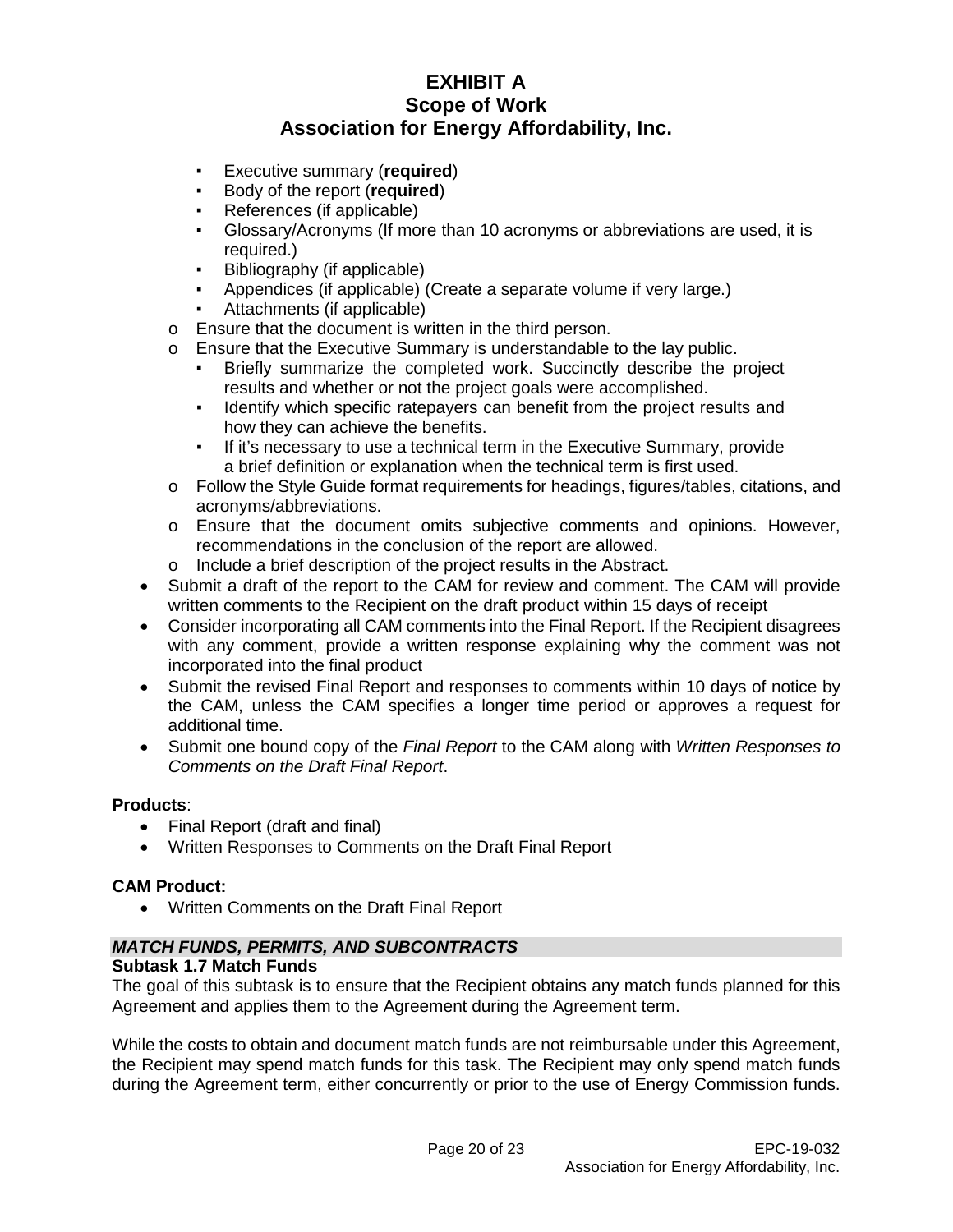- Executive summary (**required**)
    - Body of the report (**required**)
    - References (if applicable)
    - Glossary/Acronyms (If more than 10 acronyms or abbreviations are used, it is required.)
    - Bibliography (if applicable)
    - Appendices (if applicable) (Create a separate volume if very large.)
    - Attachments (if applicable)
  - Ensure that the document is written in the third person.
  - Ensure that the Executive Summary is understandable to the lay public.
    - Briefly summarize the completed work. Succinctly describe the project results and whether or not the project goals were accomplished.
    - Identify which specific ratepayers can benefit from the project results and how they can achieve the benefits.
    - If it's necessary to use a technical term in the Executive Summary, provide a brief definition or explanation when the technical term is first used.
  - Follow the Style Guide format requirements for headings, figures/tables, citations, and acronyms/abbreviations.
  - Ensure that the document omits subjective comments and opinions. However, recommendations in the conclusion of the report are allowed.
  - Include a brief description of the project results in the Abstract.
- Submit a draft of the report to the CAM for review and comment. The CAM will provide written comments to the Recipient on the draft product within 15 days of receipt
- Consider incorporating all CAM comments into the Final Report. If the Recipient disagrees with any comment, provide a written response explaining why the comment was not incorporated into the final product
- Submit the revised Final Report and responses to comments within 10 days of notice by the CAM, unless the CAM specifies a longer time period or approves a request for additional time.
- Submit one bound copy of the *Final Report* to the CAM along with *Written Responses to Comments on the Draft Final Report*.

**Products**:
- Final Report (draft and final)
- Written Responses to Comments on the Draft Final Report

**CAM Product:**
- Written Comments on the Draft Final Report

***MATCH FUNDS, PERMITS, AND SUBCONTRACTS***

**Subtask 1.7 Match Funds**

The goal of this subtask is to ensure that the Recipient obtains any match funds planned for this Agreement and applies them to the Agreement during the Agreement term.

While the costs to obtain and document match funds are not reimbursable under this Agreement, the Recipient may spend match funds for this task. The Recipient may only spend match funds during the Agreement term, either concurrently or prior to the use of Energy Commission funds.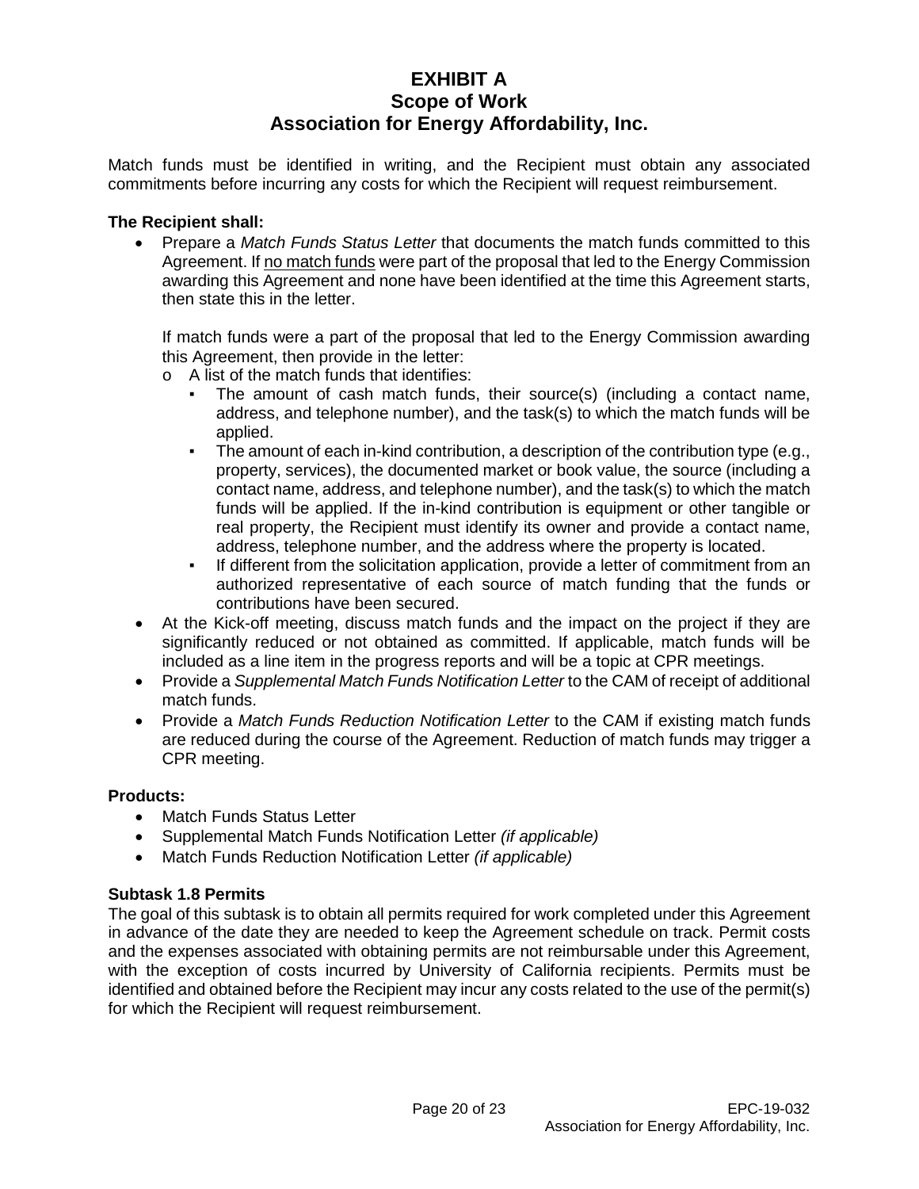# EXHIBIT A
## Scope of Work
## Association for Energy Affordability, Inc.

Match funds must be identified in writing, and the Recipient must obtain any associated commitments before incurring any costs for which the Recipient will request reimbursement.

**The Recipient shall:**

- Prepare a *Match Funds Status Letter* that documents the match funds committed to this Agreement. If no match funds were part of the proposal that led to the Energy Commission awarding this Agreement and none have been identified at the time this Agreement starts, then state this in the letter.

  If match funds were a part of the proposal that led to the Energy Commission awarding this Agreement, then provide in the letter:
  - A list of the match funds that identifies:
    - The amount of cash match funds, their source(s) (including a contact name, address, and telephone number), and the task(s) to which the match funds will be applied.
    - The amount of each in-kind contribution, a description of the contribution type (e.g., property, services), the documented market or book value, the source (including a contact name, address, and telephone number), and the task(s) to which the match funds will be applied. If the in-kind contribution is equipment or other tangible or real property, the Recipient must identify its owner and provide a contact name, address, telephone number, and the address where the property is located.
    - If different from the solicitation application, provide a letter of commitment from an authorized representative of each source of match funding that the funds or contributions have been secured.
- At the Kick-off meeting, discuss match funds and the impact on the project if they are significantly reduced or not obtained as committed. If applicable, match funds will be included as a line item in the progress reports and will be a topic at CPR meetings.
- Provide a *Supplemental Match Funds Notification Letter* to the CAM of receipt of additional match funds.
- Provide a *Match Funds Reduction Notification Letter* to the CAM if existing match funds are reduced during the course of the Agreement. Reduction of match funds may trigger a CPR meeting.

**Products:**

- Match Funds Status Letter
- Supplemental Match Funds Notification Letter *(if applicable)*
- Match Funds Reduction Notification Letter *(if applicable)*

### Subtask 1.8 Permits

The goal of this subtask is to obtain all permits required for work completed under this Agreement in advance of the date they are needed to keep the Agreement schedule on track. Permit costs and the expenses associated with obtaining permits are not reimbursable under this Agreement, with the exception of costs incurred by University of California recipients. Permits must be identified and obtained before the Recipient may incur any costs related to the use of the permit(s) for which the Recipient will request reimbursement.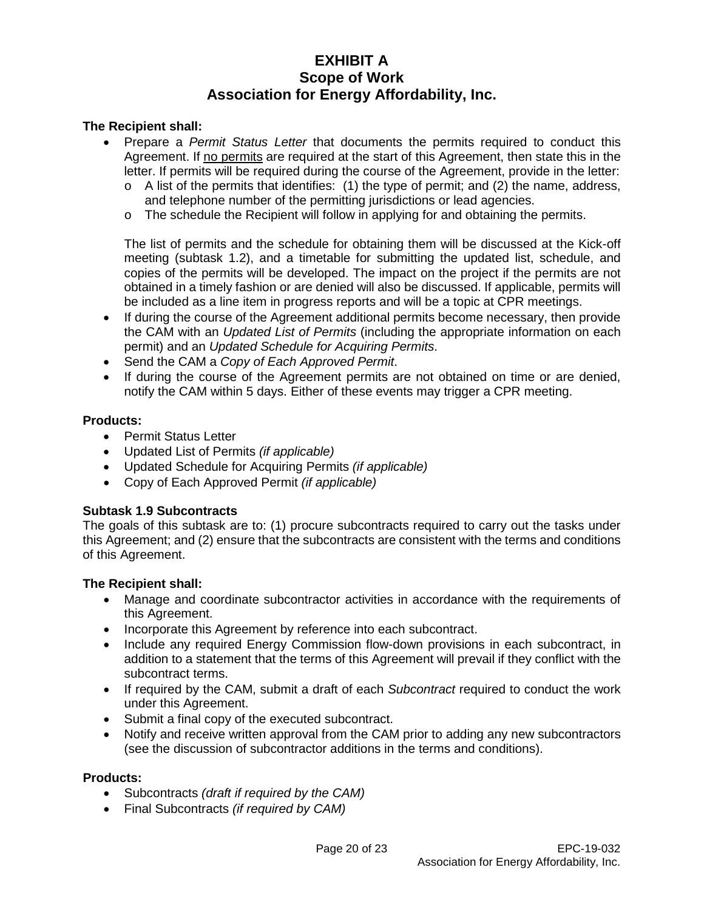# EXHIBIT A
## Scope of Work
## Association for Energy Affordability, Inc.

**The Recipient shall:**

- Prepare a *Permit Status Letter* that documents the permits required to conduct this Agreement. If no permits are required at the start of this Agreement, then state this in the letter. If permits will be required during the course of the Agreement, provide in the letter:
  - A list of the permits that identifies: (1) the type of permit; and (2) the name, address, and telephone number of the permitting jurisdictions or lead agencies.
  - The schedule the Recipient will follow in applying for and obtaining the permits.

  The list of permits and the schedule for obtaining them will be discussed at the Kick-off meeting (subtask 1.2), and a timetable for submitting the updated list, schedule, and copies of the permits will be developed. The impact on the project if the permits are not obtained in a timely fashion or are denied will also be discussed. If applicable, permits will be included as a line item in progress reports and will be a topic at CPR meetings.
- If during the course of the Agreement additional permits become necessary, then provide the CAM with an *Updated List of Permits* (including the appropriate information on each permit) and an *Updated Schedule for Acquiring Permits*.
- Send the CAM a *Copy of Each Approved Permit*.
- If during the course of the Agreement permits are not obtained on time or are denied, notify the CAM within 5 days. Either of these events may trigger a CPR meeting.

**Products:**

- Permit Status Letter
- Updated List of Permits *(if applicable)*
- Updated Schedule for Acquiring Permits *(if applicable)*
- Copy of Each Approved Permit *(if applicable)*

**Subtask 1.9 Subcontracts**

The goals of this subtask are to: (1) procure subcontracts required to carry out the tasks under this Agreement; and (2) ensure that the subcontracts are consistent with the terms and conditions of this Agreement.

**The Recipient shall:**

- Manage and coordinate subcontractor activities in accordance with the requirements of this Agreement.
- Incorporate this Agreement by reference into each subcontract.
- Include any required Energy Commission flow-down provisions in each subcontract, in addition to a statement that the terms of this Agreement will prevail if they conflict with the subcontract terms.
- If required by the CAM, submit a draft of each *Subcontract* required to conduct the work under this Agreement.
- Submit a final copy of the executed subcontract.
- Notify and receive written approval from the CAM prior to adding any new subcontractors (see the discussion of subcontractor additions in the terms and conditions).

**Products:**

- Subcontracts *(draft if required by the CAM)*
- Final Subcontracts *(if required by CAM)*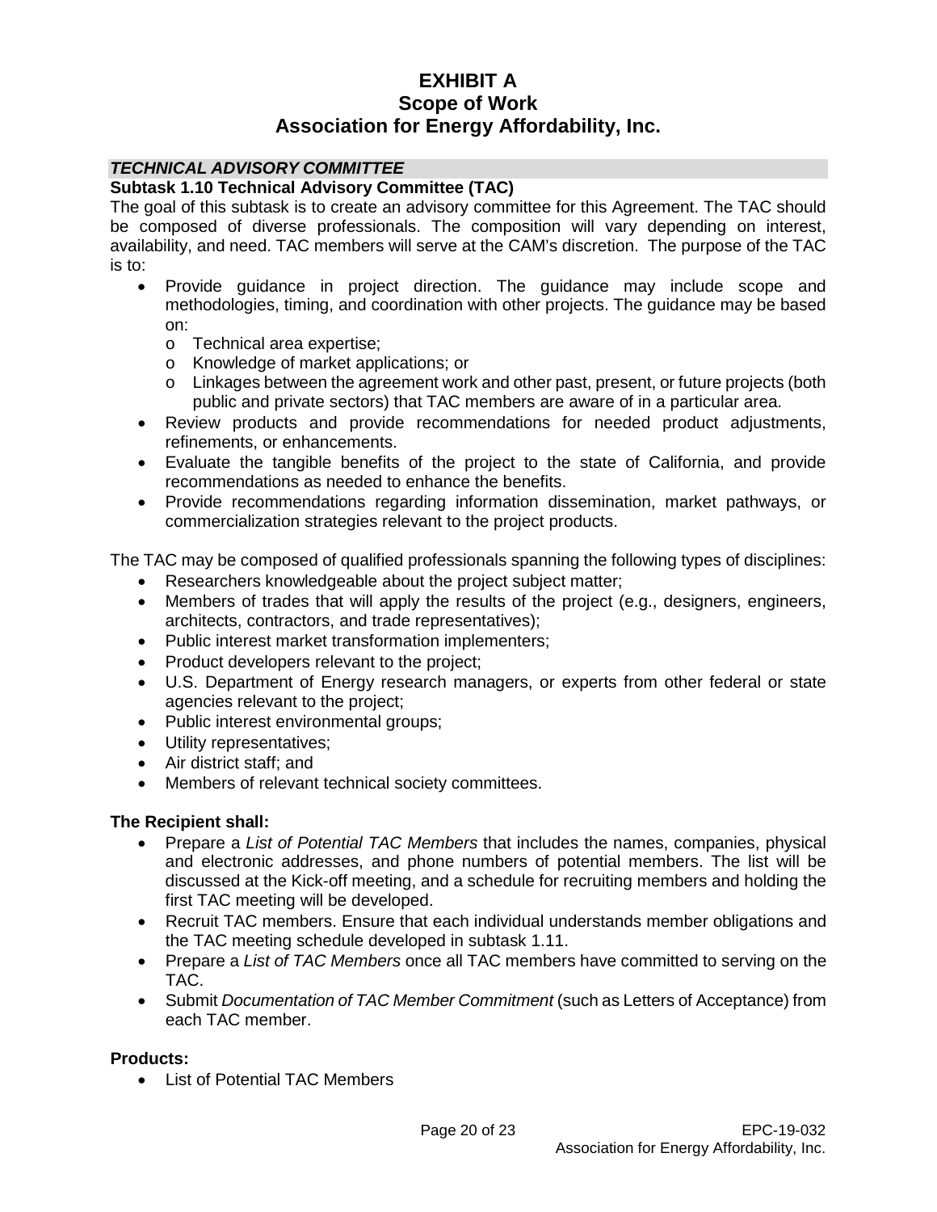# EXHIBIT A
## Scope of Work
## Association for Energy Affordability, Inc.

***TECHNICAL ADVISORY COMMITTEE***

**Subtask 1.10 Technical Advisory Committee (TAC)**

The goal of this subtask is to create an advisory committee for this Agreement. The TAC should be composed of diverse professionals. The composition will vary depending on interest, availability, and need. TAC members will serve at the CAM's discretion. The purpose of the TAC is to:

- Provide guidance in project direction. The guidance may include scope and methodologies, timing, and coordination with other projects. The guidance may be based on:
  - Technical area expertise;
  - Knowledge of market applications; or
  - Linkages between the agreement work and other past, present, or future projects (both public and private sectors) that TAC members are aware of in a particular area.
- Review products and provide recommendations for needed product adjustments, refinements, or enhancements.
- Evaluate the tangible benefits of the project to the state of California, and provide recommendations as needed to enhance the benefits.
- Provide recommendations regarding information dissemination, market pathways, or commercialization strategies relevant to the project products.

The TAC may be composed of qualified professionals spanning the following types of disciplines:

- Researchers knowledgeable about the project subject matter;
- Members of trades that will apply the results of the project (e.g., designers, engineers, architects, contractors, and trade representatives);
- Public interest market transformation implementers;
- Product developers relevant to the project;
- U.S. Department of Energy research managers, or experts from other federal or state agencies relevant to the project;
- Public interest environmental groups;
- Utility representatives;
- Air district staff; and
- Members of relevant technical society committees.

**The Recipient shall:**

- Prepare a *List of Potential TAC Members* that includes the names, companies, physical and electronic addresses, and phone numbers of potential members. The list will be discussed at the Kick-off meeting, and a schedule for recruiting members and holding the first TAC meeting will be developed.
- Recruit TAC members. Ensure that each individual understands member obligations and the TAC meeting schedule developed in subtask 1.11.
- Prepare a *List of TAC Members* once all TAC members have committed to serving on the TAC.
- Submit *Documentation of TAC Member Commitment* (such as Letters of Acceptance) from each TAC member.

**Products:**

- List of Potential TAC Members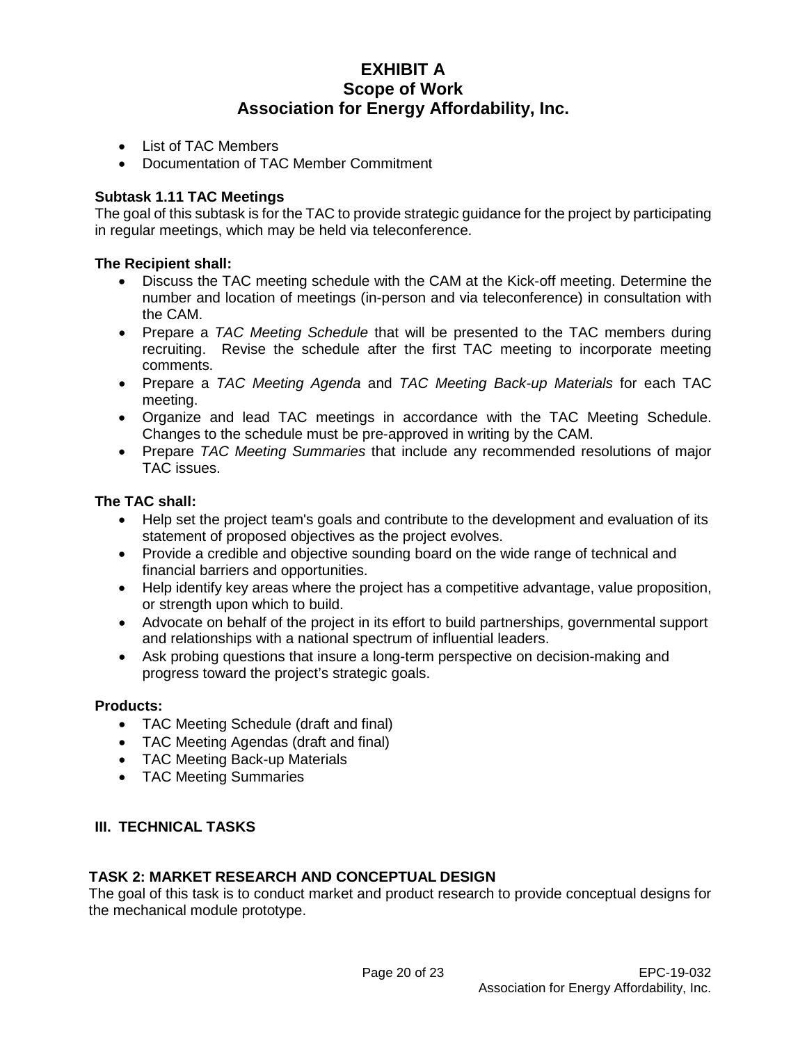- List of TAC Members
- Documentation of TAC Member Commitment

### Subtask 1.11 TAC Meetings

The goal of this subtask is for the TAC to provide strategic guidance for the project by participating in regular meetings, which may be held via teleconference.

**The Recipient shall:**

- Discuss the TAC meeting schedule with the CAM at the Kick-off meeting. Determine the number and location of meetings (in-person and via teleconference) in consultation with the CAM.
- Prepare a *TAC Meeting Schedule* that will be presented to the TAC members during recruiting. Revise the schedule after the first TAC meeting to incorporate meeting comments.
- Prepare a *TAC Meeting Agenda* and *TAC Meeting Back-up Materials* for each TAC meeting.
- Organize and lead TAC meetings in accordance with the TAC Meeting Schedule. Changes to the schedule must be pre-approved in writing by the CAM.
- Prepare *TAC Meeting Summaries* that include any recommended resolutions of major TAC issues.

**The TAC shall:**

- Help set the project team's goals and contribute to the development and evaluation of its statement of proposed objectives as the project evolves.
- Provide a credible and objective sounding board on the wide range of technical and financial barriers and opportunities.
- Help identify key areas where the project has a competitive advantage, value proposition, or strength upon which to build.
- Advocate on behalf of the project in its effort to build partnerships, governmental support and relationships with a national spectrum of influential leaders.
- Ask probing questions that insure a long-term perspective on decision-making and progress toward the project's strategic goals.

**Products:**

- TAC Meeting Schedule (draft and final)
- TAC Meeting Agendas (draft and final)
- TAC Meeting Back-up Materials
- TAC Meeting Summaries

## III. TECHNICAL TASKS

### TASK 2: MARKET RESEARCH AND CONCEPTUAL DESIGN

The goal of this task is to conduct market and product research to provide conceptual designs for the mechanical module prototype.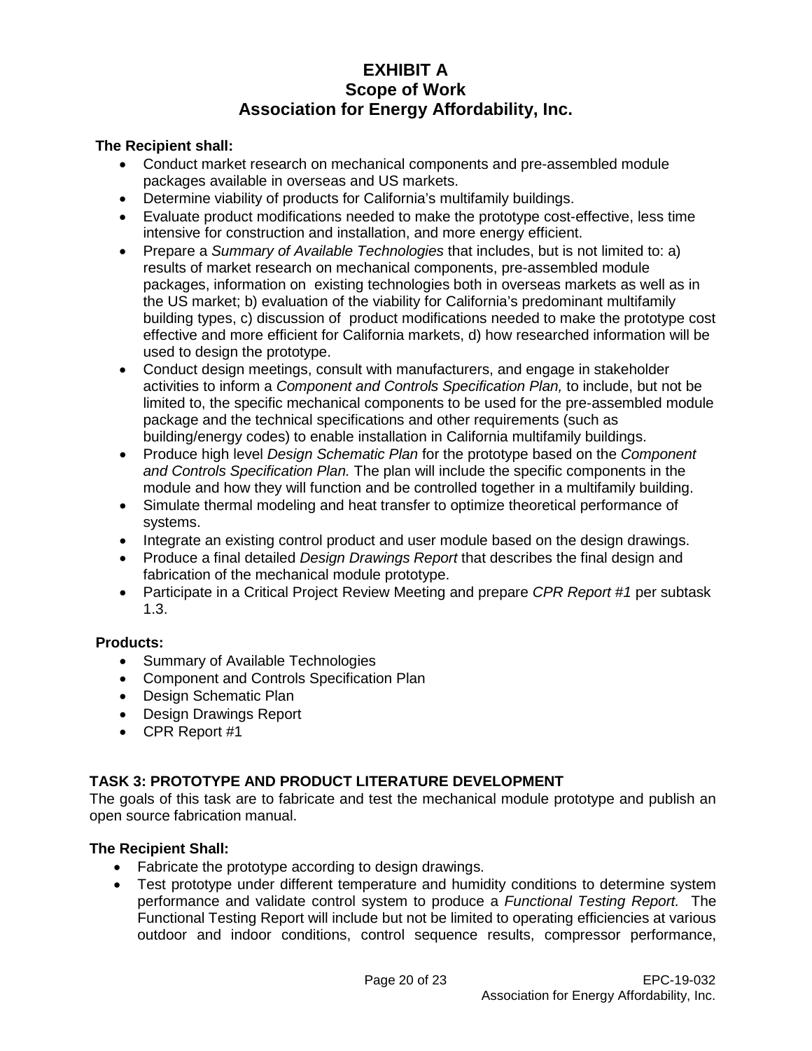**The Recipient shall:**

- Conduct market research on mechanical components and pre-assembled module packages available in overseas and US markets.
- Determine viability of products for California's multifamily buildings.
- Evaluate product modifications needed to make the prototype cost-effective, less time intensive for construction and installation, and more energy efficient.
- Prepare a *Summary of Available Technologies* that includes, but is not limited to: a) results of market research on mechanical components, pre-assembled module packages, information on existing technologies both in overseas markets as well as in the US market; b) evaluation of the viability for California's predominant multifamily building types, c) discussion of product modifications needed to make the prototype cost effective and more efficient for California markets, d) how researched information will be used to design the prototype.
- Conduct design meetings, consult with manufacturers, and engage in stakeholder activities to inform a *Component and Controls Specification Plan,* to include, but not be limited to, the specific mechanical components to be used for the pre-assembled module package and the technical specifications and other requirements (such as building/energy codes) to enable installation in California multifamily buildings.
- Produce high level *Design Schematic Plan* for the prototype based on the *Component and Controls Specification Plan.* The plan will include the specific components in the module and how they will function and be controlled together in a multifamily building.
- Simulate thermal modeling and heat transfer to optimize theoretical performance of systems.
- Integrate an existing control product and user module based on the design drawings.
- Produce a final detailed *Design Drawings Report* that describes the final design and fabrication of the mechanical module prototype.
- Participate in a Critical Project Review Meeting and prepare *CPR Report #1* per subtask 1.3.

**Products:**

- Summary of Available Technologies
- Component and Controls Specification Plan
- Design Schematic Plan
- Design Drawings Report
- CPR Report #1

## TASK 3: PROTOTYPE AND PRODUCT LITERATURE DEVELOPMENT

The goals of this task are to fabricate and test the mechanical module prototype and publish an open source fabrication manual.

**The Recipient Shall:**

- Fabricate the prototype according to design drawings.
- Test prototype under different temperature and humidity conditions to determine system performance and validate control system to produce a *Functional Testing Report.* The Functional Testing Report will include but not be limited to operating efficiencies at various outdoor and indoor conditions, control sequence results, compressor performance,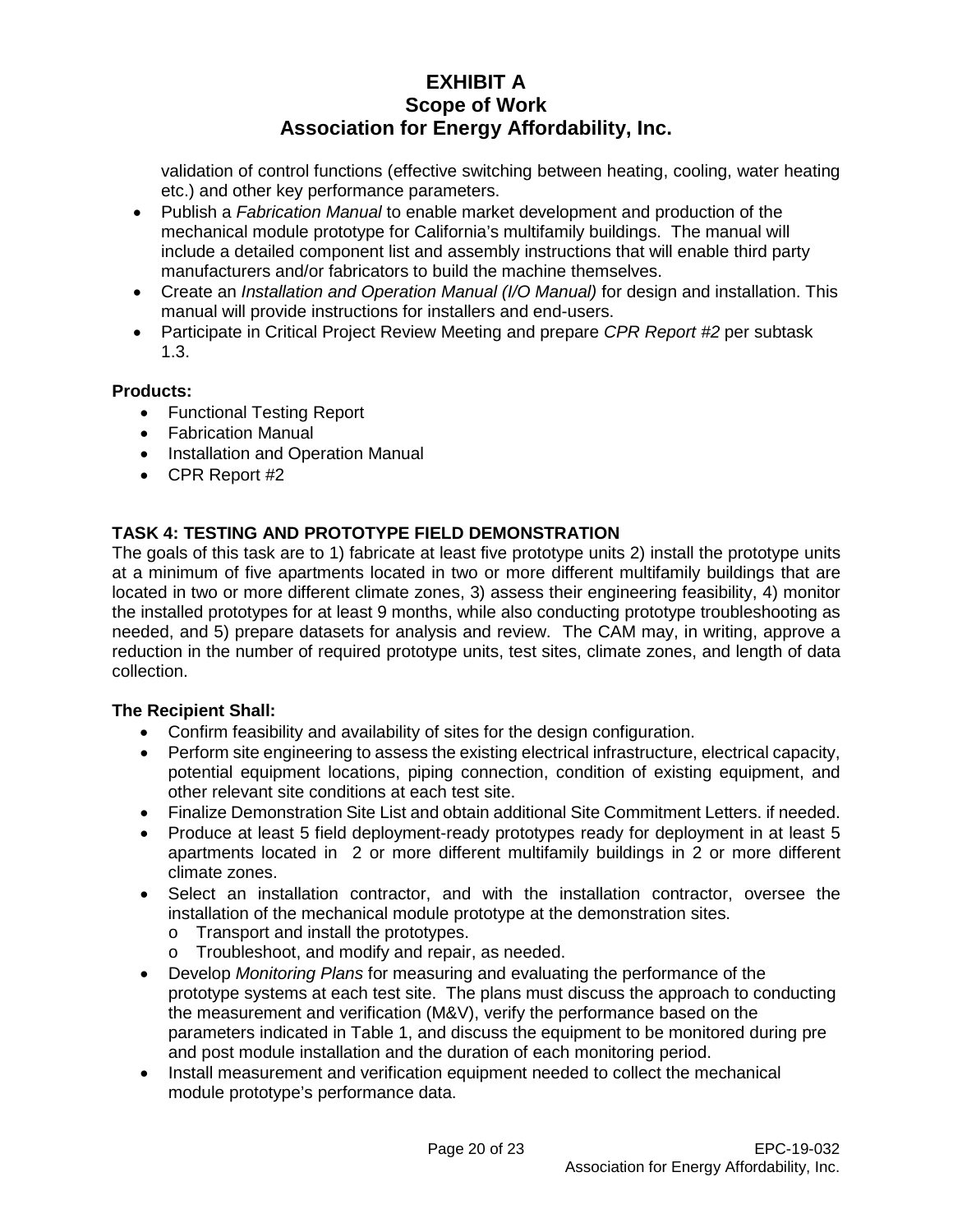validation of control functions (effective switching between heating, cooling, water heating etc.) and other key performance parameters.

- Publish a *Fabrication Manual* to enable market development and production of the mechanical module prototype for California's multifamily buildings. The manual will include a detailed component list and assembly instructions that will enable third party manufacturers and/or fabricators to build the machine themselves.
- Create an *Installation and Operation Manual (I/O Manual)* for design and installation. This manual will provide instructions for installers and end-users.
- Participate in Critical Project Review Meeting and prepare *CPR Report #2* per subtask 1.3.

**Products:**

- Functional Testing Report
- Fabrication Manual
- Installation and Operation Manual
- CPR Report #2

**TASK 4: TESTING AND PROTOTYPE FIELD DEMONSTRATION**

The goals of this task are to 1) fabricate at least five prototype units 2) install the prototype units at a minimum of five apartments located in two or more different multifamily buildings that are located in two or more different climate zones, 3) assess their engineering feasibility, 4) monitor the installed prototypes for at least 9 months, while also conducting prototype troubleshooting as needed, and 5) prepare datasets for analysis and review. The CAM may, in writing, approve a reduction in the number of required prototype units, test sites, climate zones, and length of data collection.

**The Recipient Shall:**

- Confirm feasibility and availability of sites for the design configuration.
- Perform site engineering to assess the existing electrical infrastructure, electrical capacity, potential equipment locations, piping connection, condition of existing equipment, and other relevant site conditions at each test site.
- Finalize Demonstration Site List and obtain additional Site Commitment Letters. if needed.
- Produce at least 5 field deployment-ready prototypes ready for deployment in at least 5 apartments located in 2 or more different multifamily buildings in 2 or more different climate zones.
- Select an installation contractor, and with the installation contractor, oversee the installation of the mechanical module prototype at the demonstration sites.
  - Transport and install the prototypes.
  - Troubleshoot, and modify and repair, as needed.
- Develop *Monitoring Plans* for measuring and evaluating the performance of the prototype systems at each test site. The plans must discuss the approach to conducting the measurement and verification (M&V), verify the performance based on the parameters indicated in Table 1, and discuss the equipment to be monitored during pre and post module installation and the duration of each monitoring period.
- Install measurement and verification equipment needed to collect the mechanical module prototype's performance data.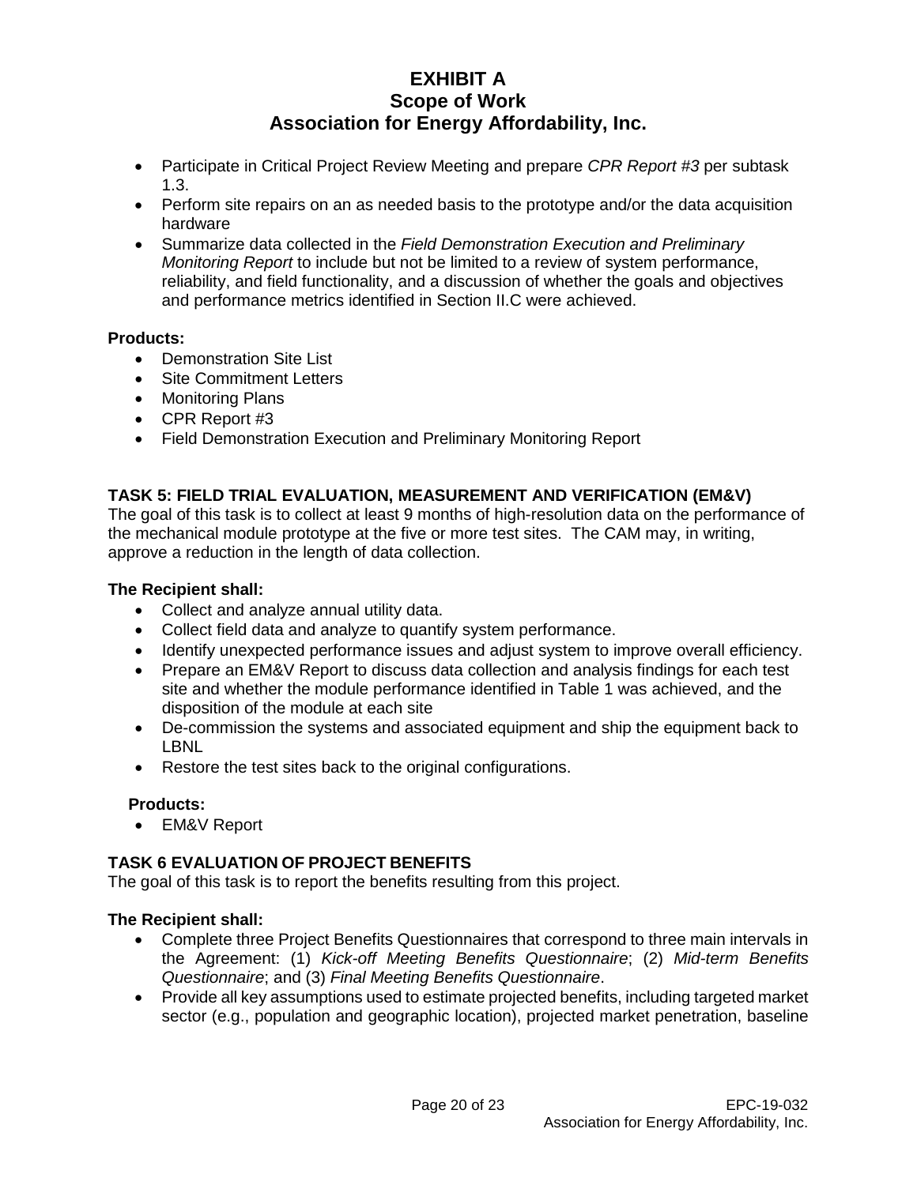- Participate in Critical Project Review Meeting and prepare *CPR Report #3* per subtask 1.3.
- Perform site repairs on an as needed basis to the prototype and/or the data acquisition hardware
- Summarize data collected in the *Field Demonstration Execution and Preliminary Monitoring Report* to include but not be limited to a review of system performance, reliability, and field functionality, and a discussion of whether the goals and objectives and performance metrics identified in Section II.C were achieved.

**Products:**

- Demonstration Site List
- Site Commitment Letters
- Monitoring Plans
- CPR Report #3
- Field Demonstration Execution and Preliminary Monitoring Report

## TASK 5: FIELD TRIAL EVALUATION, MEASUREMENT AND VERIFICATION (EM&V)

The goal of this task is to collect at least 9 months of high-resolution data on the performance of the mechanical module prototype at the five or more test sites. The CAM may, in writing, approve a reduction in the length of data collection.

**The Recipient shall:**

- Collect and analyze annual utility data.
- Collect field data and analyze to quantify system performance.
- Identify unexpected performance issues and adjust system to improve overall efficiency.
- Prepare an EM&V Report to discuss data collection and analysis findings for each test site and whether the module performance identified in Table 1 was achieved, and the disposition of the module at each site
- De-commission the systems and associated equipment and ship the equipment back to LBNL
- Restore the test sites back to the original configurations.

**Products:**

- EM&V Report

## TASK 6 EVALUATION OF PROJECT BENEFITS

The goal of this task is to report the benefits resulting from this project.

**The Recipient shall:**

- Complete three Project Benefits Questionnaires that correspond to three main intervals in the Agreement: (1) *Kick-off Meeting Benefits Questionnaire*; (2) *Mid-term Benefits Questionnaire*; and (3) *Final Meeting Benefits Questionnaire*.
- Provide all key assumptions used to estimate projected benefits, including targeted market sector (e.g., population and geographic location), projected market penetration, baseline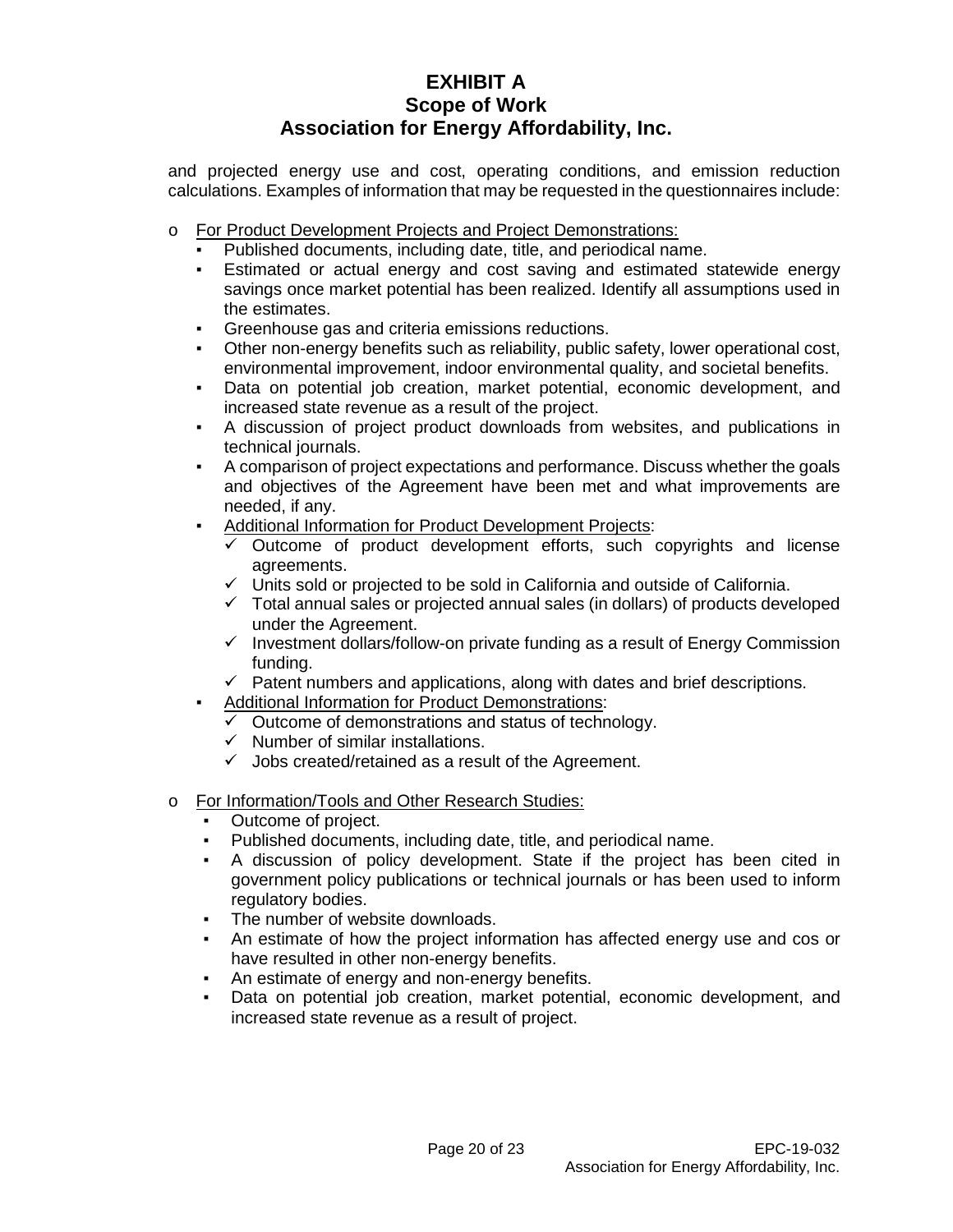and projected energy use and cost, operating conditions, and emission reduction calculations. Examples of information that may be requested in the questionnaires include:

- For Product Development Projects and Project Demonstrations:
  - Published documents, including date, title, and periodical name.
  - Estimated or actual energy and cost saving and estimated statewide energy savings once market potential has been realized. Identify all assumptions used in the estimates.
  - Greenhouse gas and criteria emissions reductions.
  - Other non-energy benefits such as reliability, public safety, lower operational cost, environmental improvement, indoor environmental quality, and societal benefits.
  - Data on potential job creation, market potential, economic development, and increased state revenue as a result of the project.
  - A discussion of project product downloads from websites, and publications in technical journals.
  - A comparison of project expectations and performance. Discuss whether the goals and objectives of the Agreement have been met and what improvements are needed, if any.
  - Additional Information for Product Development Projects:
    - ✓ Outcome of product development efforts, such copyrights and license agreements.
    - ✓ Units sold or projected to be sold in California and outside of California.
    - ✓ Total annual sales or projected annual sales (in dollars) of products developed under the Agreement.
    - ✓ Investment dollars/follow-on private funding as a result of Energy Commission funding.
    - ✓ Patent numbers and applications, along with dates and brief descriptions.
  - Additional Information for Product Demonstrations:
    - ✓ Outcome of demonstrations and status of technology.
    - ✓ Number of similar installations.
    - ✓ Jobs created/retained as a result of the Agreement.

- For Information/Tools and Other Research Studies:
  - Outcome of project.
  - Published documents, including date, title, and periodical name.
  - A discussion of policy development. State if the project has been cited in government policy publications or technical journals or has been used to inform regulatory bodies.
  - The number of website downloads.
  - An estimate of how the project information has affected energy use and cos or have resulted in other non-energy benefits.
  - An estimate of energy and non-energy benefits.
  - Data on potential job creation, market potential, economic development, and increased state revenue as a result of project.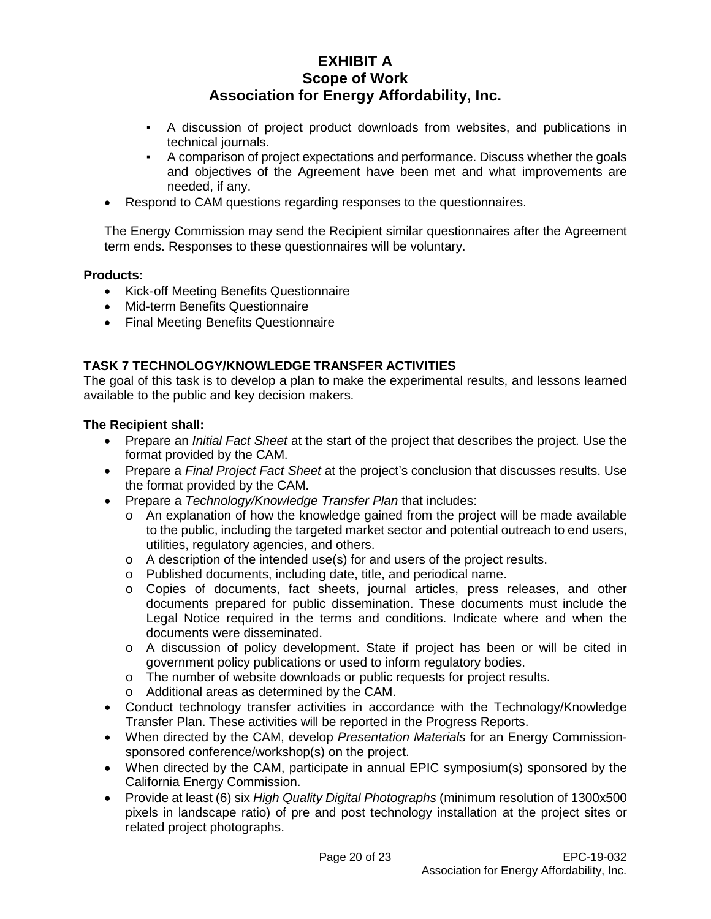- A discussion of project product downloads from websites, and publications in technical journals.
- A comparison of project expectations and performance. Discuss whether the goals and objectives of the Agreement have been met and what improvements are needed, if any.

- Respond to CAM questions regarding responses to the questionnaires.

The Energy Commission may send the Recipient similar questionnaires after the Agreement term ends. Responses to these questionnaires will be voluntary.

**Products:**

- Kick-off Meeting Benefits Questionnaire
- Mid-term Benefits Questionnaire
- Final Meeting Benefits Questionnaire

**TASK 7 TECHNOLOGY/KNOWLEDGE TRANSFER ACTIVITIES**

The goal of this task is to develop a plan to make the experimental results, and lessons learned available to the public and key decision makers.

**The Recipient shall:**

- Prepare an *Initial Fact Sheet* at the start of the project that describes the project. Use the format provided by the CAM.
- Prepare a *Final Project Fact Sheet* at the project's conclusion that discusses results. Use the format provided by the CAM.
- Prepare a *Technology/Knowledge Transfer Plan* that includes:
  - An explanation of how the knowledge gained from the project will be made available to the public, including the targeted market sector and potential outreach to end users, utilities, regulatory agencies, and others.
  - A description of the intended use(s) for and users of the project results.
  - Published documents, including date, title, and periodical name.
  - Copies of documents, fact sheets, journal articles, press releases, and other documents prepared for public dissemination. These documents must include the Legal Notice required in the terms and conditions. Indicate where and when the documents were disseminated.
  - A discussion of policy development. State if project has been or will be cited in government policy publications or used to inform regulatory bodies.
  - The number of website downloads or public requests for project results.
  - Additional areas as determined by the CAM.
- Conduct technology transfer activities in accordance with the Technology/Knowledge Transfer Plan. These activities will be reported in the Progress Reports.
- When directed by the CAM, develop *Presentation Materials* for an Energy Commission-sponsored conference/workshop(s) on the project.
- When directed by the CAM, participate in annual EPIC symposium(s) sponsored by the California Energy Commission.
- Provide at least (6) six *High Quality Digital Photographs* (minimum resolution of 1300x500 pixels in landscape ratio) of pre and post technology installation at the project sites or related project photographs.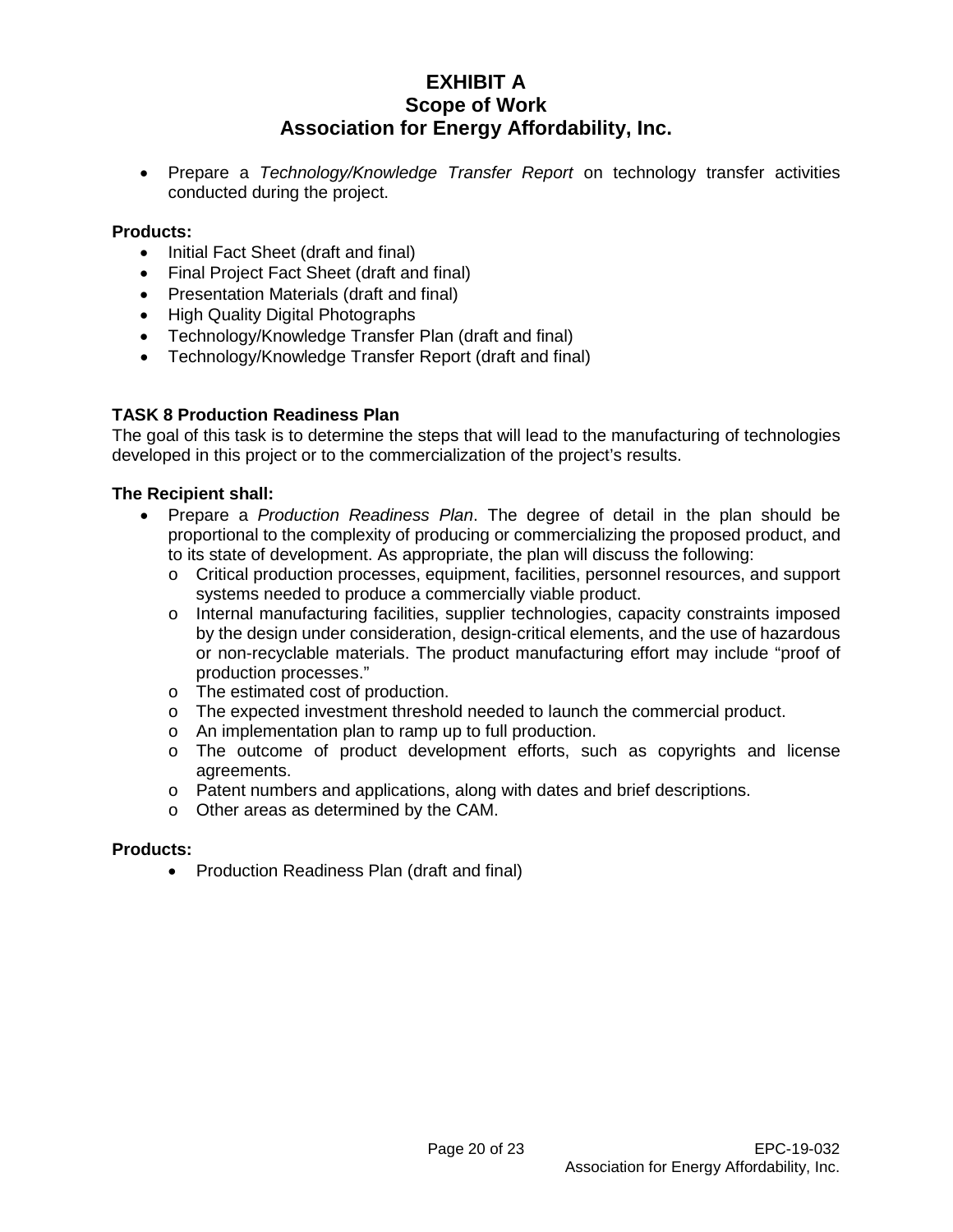- Prepare a *Technology/Knowledge Transfer Report* on technology transfer activities conducted during the project.

**Products:**

- Initial Fact Sheet (draft and final)
- Final Project Fact Sheet (draft and final)
- Presentation Materials (draft and final)
- High Quality Digital Photographs
- Technology/Knowledge Transfer Plan (draft and final)
- Technology/Knowledge Transfer Report (draft and final)

## TASK 8 Production Readiness Plan

The goal of this task is to determine the steps that will lead to the manufacturing of technologies developed in this project or to the commercialization of the project's results.

**The Recipient shall:**

- Prepare a *Production Readiness Plan*. The degree of detail in the plan should be proportional to the complexity of producing or commercializing the proposed product, and to its state of development. As appropriate, the plan will discuss the following:
  - Critical production processes, equipment, facilities, personnel resources, and support systems needed to produce a commercially viable product.
  - Internal manufacturing facilities, supplier technologies, capacity constraints imposed by the design under consideration, design-critical elements, and the use of hazardous or non-recyclable materials. The product manufacturing effort may include "proof of production processes."
  - The estimated cost of production.
  - The expected investment threshold needed to launch the commercial product.
  - An implementation plan to ramp up to full production.
  - The outcome of product development efforts, such as copyrights and license agreements.
  - Patent numbers and applications, along with dates and brief descriptions.
  - Other areas as determined by the CAM.

**Products:**

- Production Readiness Plan (draft and final)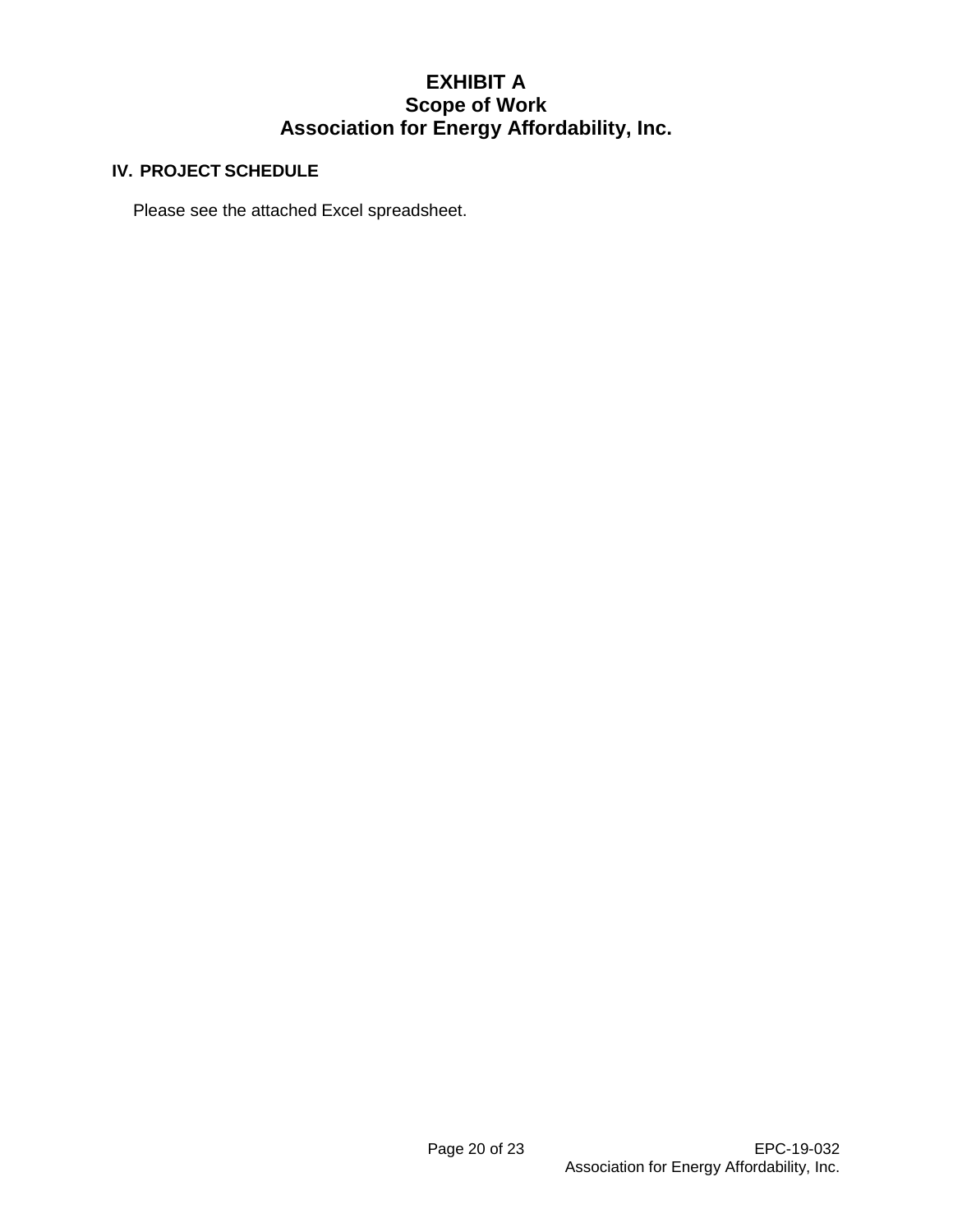# EXHIBIT A
# Scope of Work
# Association for Energy Affordability, Inc.

## IV. PROJECT SCHEDULE

Please see the attached Excel spreadsheet.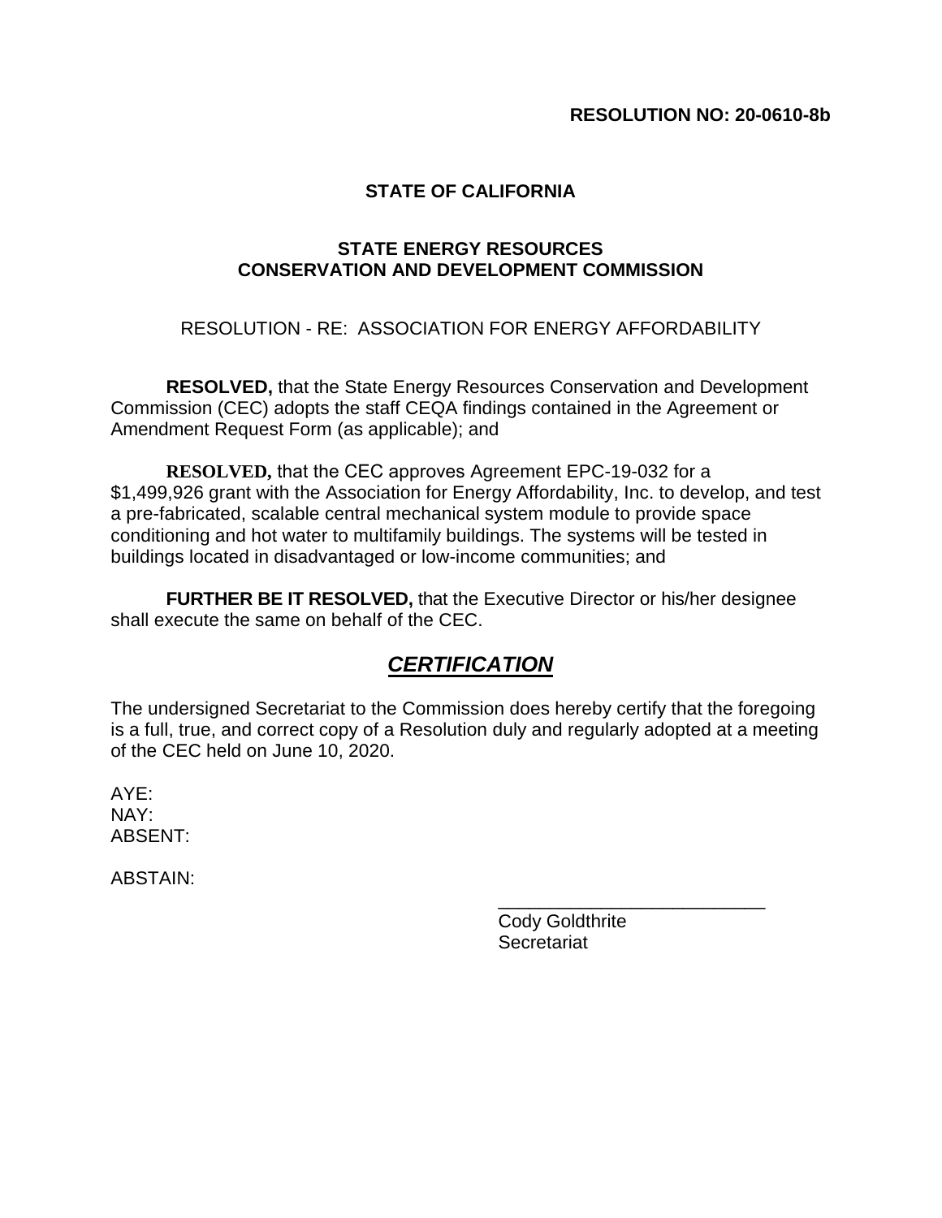**RESOLUTION NO: 20-0610-8b**

**STATE OF CALIFORNIA**

**STATE ENERGY RESOURCES CONSERVATION AND DEVELOPMENT COMMISSION**

RESOLUTION - RE: ASSOCIATION FOR ENERGY AFFORDABILITY

**RESOLVED,** that the State Energy Resources Conservation and Development Commission (CEC) adopts the staff CEQA findings contained in the Agreement or Amendment Request Form (as applicable); and

**RESOLVED,** that the CEC approves Agreement EPC-19-032 for a $1,499,926 grant with the Association for Energy Affordability, Inc. to develop, and test a pre-fabricated, scalable central mechanical system module to provide space conditioning and hot water to multifamily buildings. The systems will be tested in buildings located in disadvantaged or low-income communities; and

**FURTHER BE IT RESOLVED,** that the Executive Director or his/her designee shall execute the same on behalf of the CEC.

## ***CERTIFICATION***

The undersigned Secretariat to the Commission does hereby certify that the foregoing is a full, true, and correct copy of a Resolution duly and regularly adopted at a meeting of the CEC held on June 10, 2020.

AYE:
NAY:
ABSENT:

ABSTAIN:

\_\_\_\_\_\_\_\_\_\_\_\_\_\_\_\_\_\_\_\_\_\_\_\_\_\_
Cody Goldthrite
Secretariat